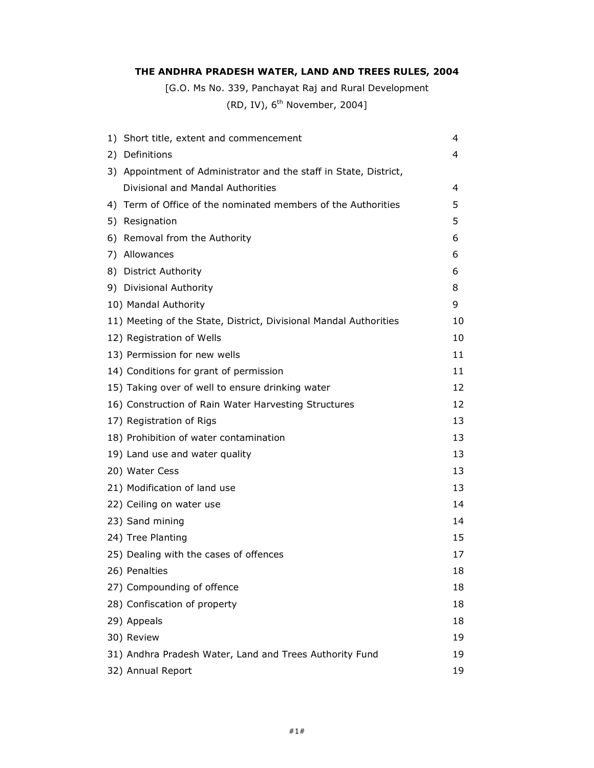# THE ANDHRA PRADESH WATER, LAND AND TREES RULES, 2004

[G.O. Ms No. 339, Panchayat Raj and Rural Development (RD, IV), 6th November, 2004]

| | |
|---|---|
| 1) Short title, extent and commencement | 4 |
| 2) Definitions | 4 |
| 3) Appointment of Administrator and the staff in State, District, Divisional and Mandal Authorities | 4 |
| 4) Term of Office of the nominated members of the Authorities | 5 |
| 5) Resignation | 5 |
| 6) Removal from the Authority | 6 |
| 7) Allowances | 6 |
| 8) District Authority | 6 |
| 9) Divisional Authority | 8 |
| 10) Mandal Authority | 9 |
| 11) Meeting of the State, District, Divisional Mandal Authorities | 10 |
| 12) Registration of Wells | 10 |
| 13) Permission for new wells | 11 |
| 14) Conditions for grant of permission | 11 |
| 15) Taking over of well to ensure drinking water | 12 |
| 16) Construction of Rain Water Harvesting Structures | 12 |
| 17) Registration of Rigs | 13 |
| 18) Prohibition of water contamination | 13 |
| 19) Land use and water quality | 13 |
| 20) Water Cess | 13 |
| 21) Modification of land use | 13 |
| 22) Ceiling on water use | 14 |
| 23) Sand mining | 14 |
| 24) Tree Planting | 15 |
| 25) Dealing with the cases of offences | 17 |
| 26) Penalties | 18 |
| 27) Compounding of offence | 18 |
| 28) Confiscation of property | 18 |
| 29) Appeals | 18 |
| 30) Review | 19 |
| 31) Andhra Pradesh Water, Land and Trees Authority Fund | 19 |
| 32) Annual Report | 19 |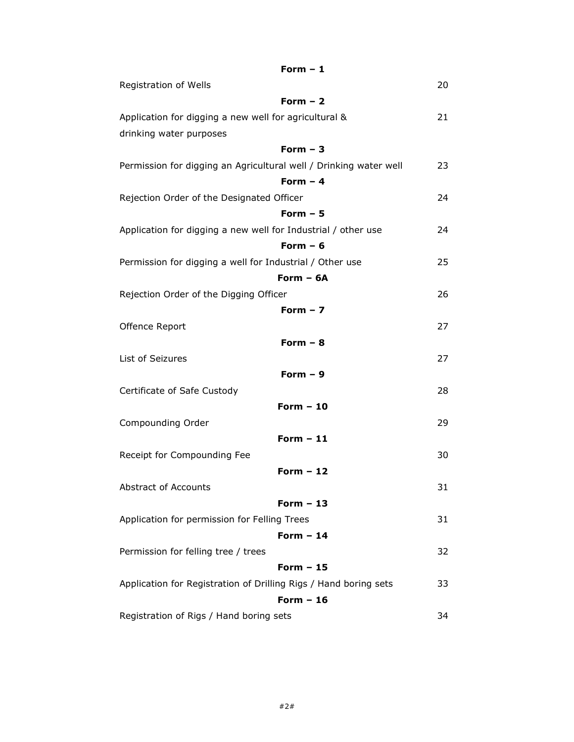**Form – 1**

Registration of Wells 20

**Form – 2**

Application for digging a new well for agricultural & drinking water purposes 21

**Form – 3**

Permission for digging an Agricultural well / Drinking water well 23

**Form – 4**

Rejection Order of the Designated Officer 24

**Form – 5**

Application for digging a new well for Industrial / other use 24

**Form – 6**

Permission for digging a well for Industrial / Other use 25

**Form – 6A**

Rejection Order of the Digging Officer 26

**Form – 7**

Offence Report 27

**Form – 8**

List of Seizures 27

**Form – 9**

Certificate of Safe Custody 28

**Form – 10**

Compounding Order 29

**Form – 11**

Receipt for Compounding Fee 30

**Form – 12**

Abstract of Accounts 31

**Form – 13**

Application for permission for Felling Trees 31

**Form – 14**

Permission for felling tree / trees 32

**Form – 15**

Application for Registration of Drilling Rigs / Hand boring sets 33

**Form – 16**

Registration of Rigs / Hand boring sets 34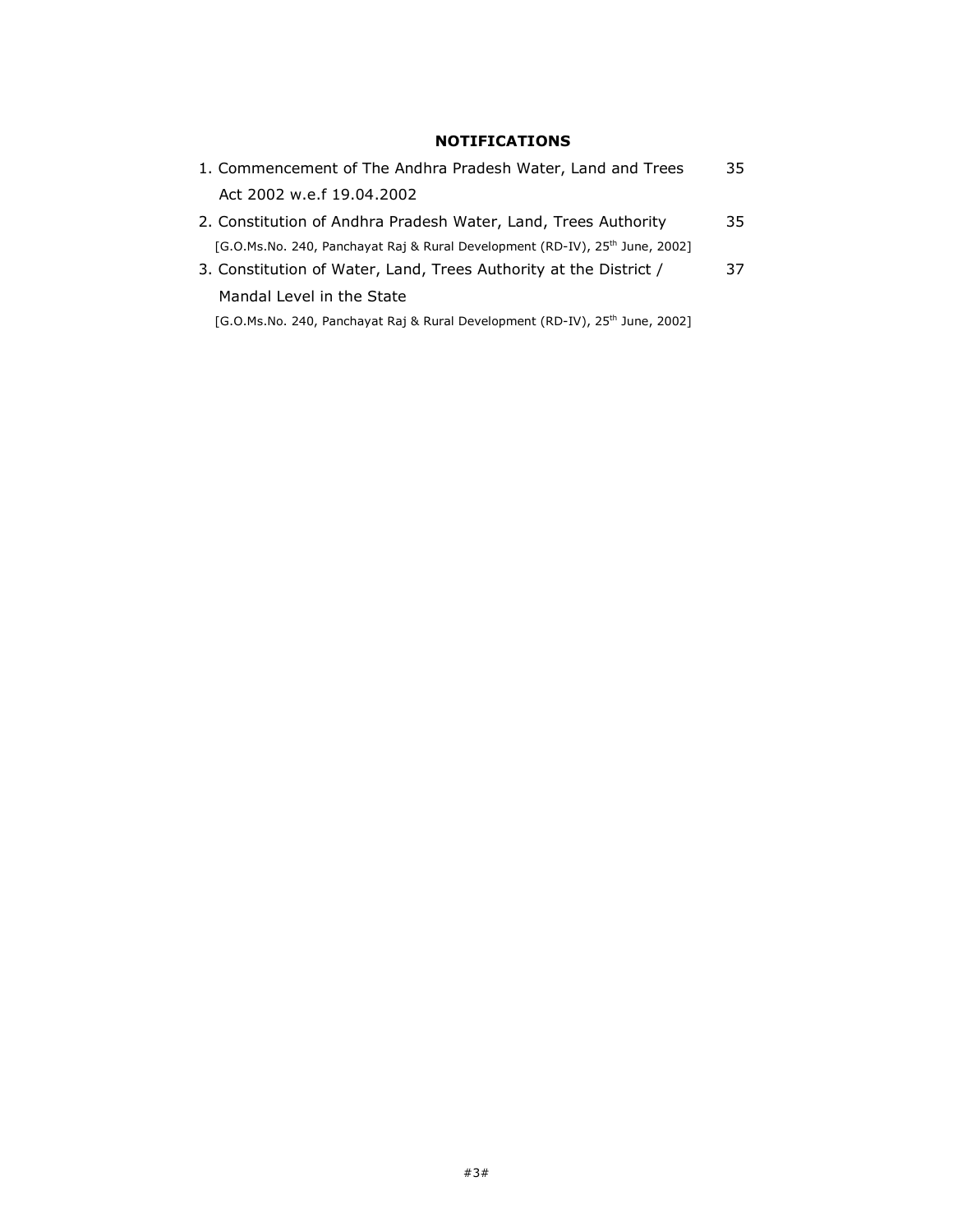## NOTIFICATIONS

| | |
|---|---|
| 1. Commencement of The Andhra Pradesh Water, Land and Trees Act 2002 w.e.f 19.04.2002 | 35 |
| 2. Constitution of Andhra Pradesh Water, Land, Trees Authority [G.O.Ms.No. 240, Panchayat Raj & Rural Development (RD-IV), 25th June, 2002] | 35 |
| 3. Constitution of Water, Land, Trees Authority at the District / Mandal Level in the State [G.O.Ms.No. 240, Panchayat Raj & Rural Development (RD-IV), 25th June, 2002] | 37 |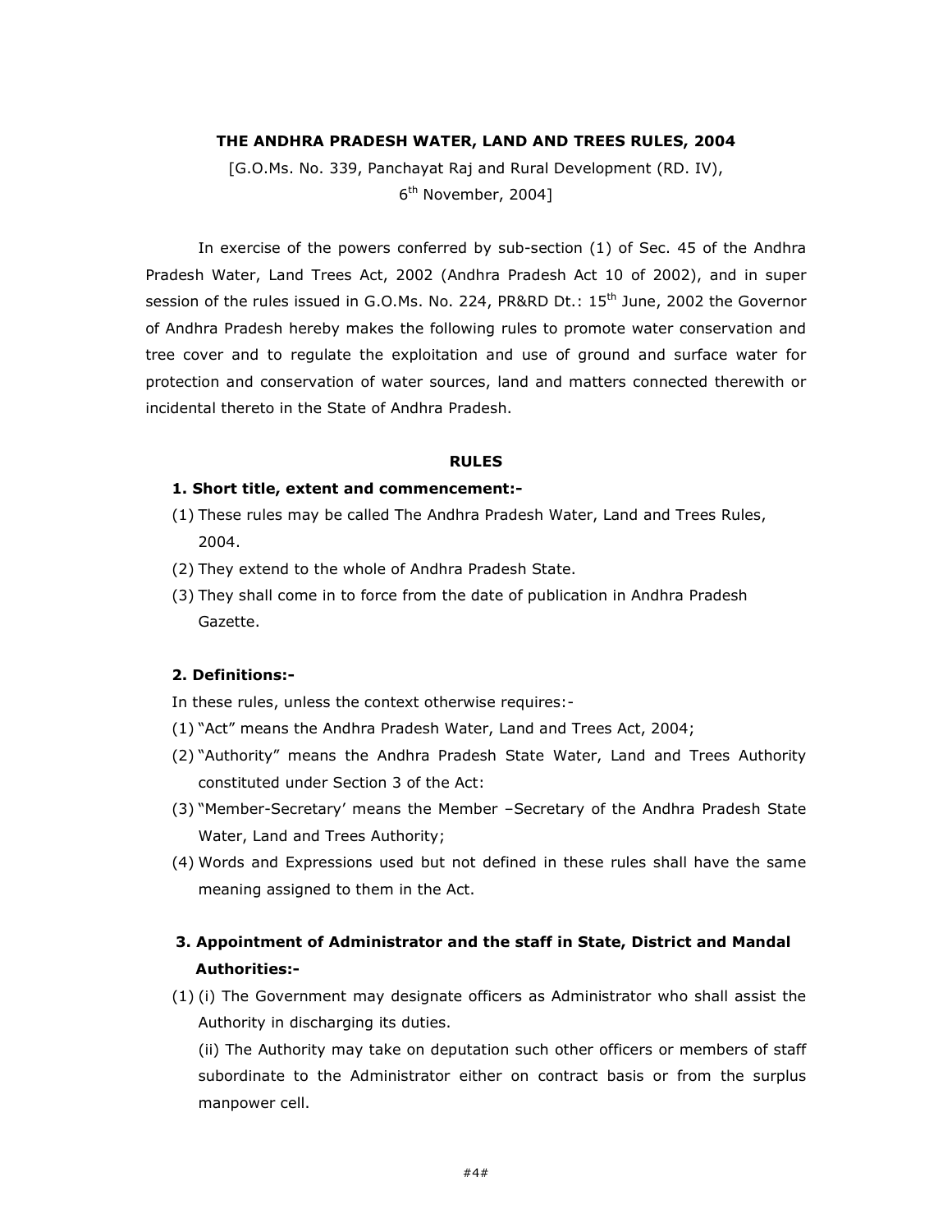**THE ANDHRA PRADESH WATER, LAND AND TREES RULES, 2004**

[G.O.Ms. No. 339, Panchayat Raj and Rural Development (RD. IV), 6th November, 2004]

In exercise of the powers conferred by sub-section (1) of Sec. 45 of the Andhra Pradesh Water, Land Trees Act, 2002 (Andhra Pradesh Act 10 of 2002), and in super session of the rules issued in G.O.Ms. No. 224, PR&RD Dt.: 15th June, 2002 the Governor of Andhra Pradesh hereby makes the following rules to promote water conservation and tree cover and to regulate the exploitation and use of ground and surface water for protection and conservation of water sources, land and matters connected therewith or incidental thereto in the State of Andhra Pradesh.

**RULES**

**1. Short title, extent and commencement:-**

(1) These rules may be called The Andhra Pradesh Water, Land and Trees Rules, 2004.

(2) They extend to the whole of Andhra Pradesh State.

(3) They shall come in to force from the date of publication in Andhra Pradesh Gazette.

**2. Definitions:-**

In these rules, unless the context otherwise requires:-

(1) "Act" means the Andhra Pradesh Water, Land and Trees Act, 2004;

(2) "Authority" means the Andhra Pradesh State Water, Land and Trees Authority constituted under Section 3 of the Act:

(3) "Member-Secretary' means the Member –Secretary of the Andhra Pradesh State Water, Land and Trees Authority;

(4) Words and Expressions used but not defined in these rules shall have the same meaning assigned to them in the Act.

**3. Appointment of Administrator and the staff in State, District and Mandal Authorities:-**

(1) (i) The Government may designate officers as Administrator who shall assist the Authority in discharging its duties.

(ii) The Authority may take on deputation such other officers or members of staff subordinate to the Administrator either on contract basis or from the surplus manpower cell.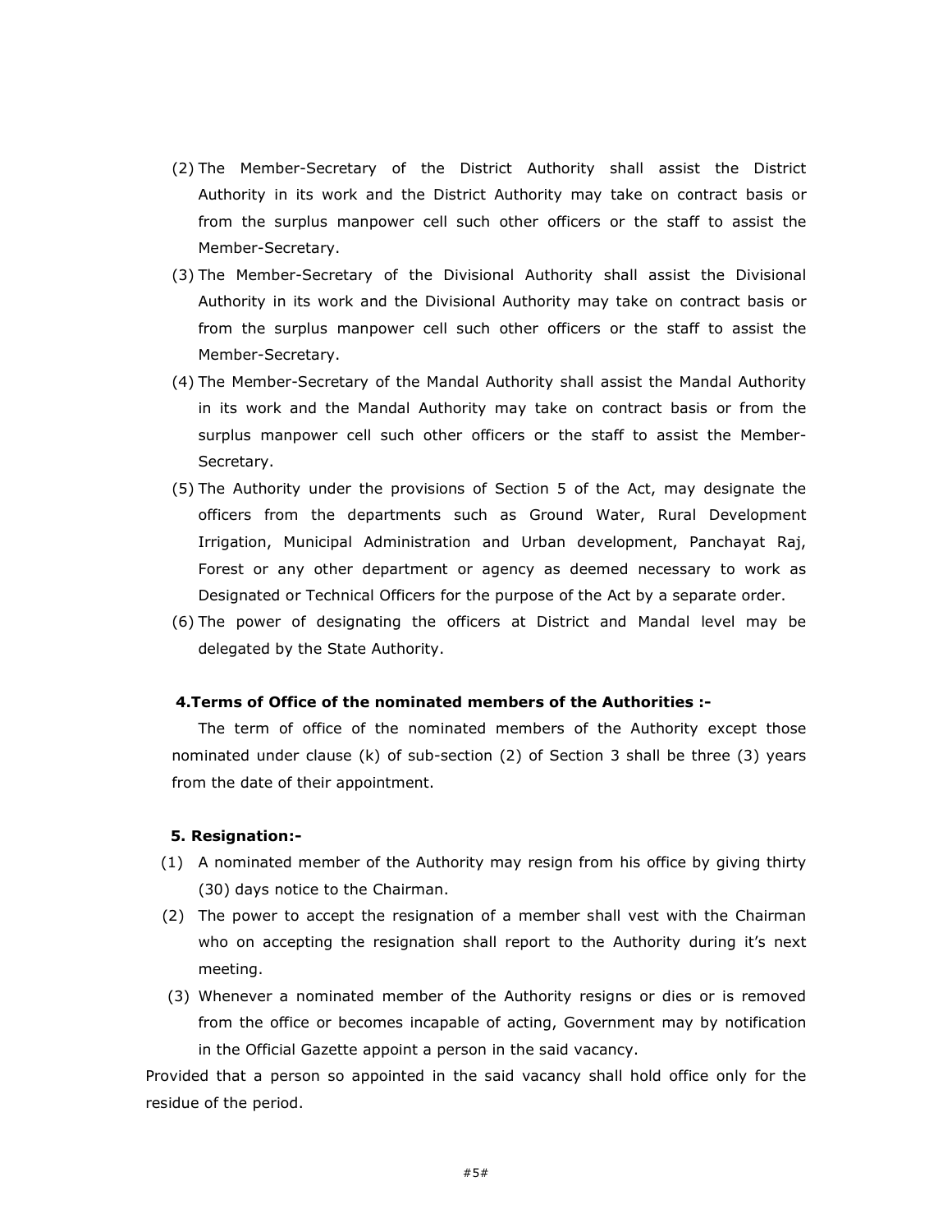(2) The Member-Secretary of the District Authority shall assist the District Authority in its work and the District Authority may take on contract basis or from the surplus manpower cell such other officers or the staff to assist the Member-Secretary.

(3) The Member-Secretary of the Divisional Authority shall assist the Divisional Authority in its work and the Divisional Authority may take on contract basis or from the surplus manpower cell such other officers or the staff to assist the Member-Secretary.

(4) The Member-Secretary of the Mandal Authority shall assist the Mandal Authority in its work and the Mandal Authority may take on contract basis or from the surplus manpower cell such other officers or the staff to assist the Member-Secretary.

(5) The Authority under the provisions of Section 5 of the Act, may designate the officers from the departments such as Ground Water, Rural Development Irrigation, Municipal Administration and Urban development, Panchayat Raj, Forest or any other department or agency as deemed necessary to work as Designated or Technical Officers for the purpose of the Act by a separate order.

(6) The power of designating the officers at District and Mandal level may be delegated by the State Authority.

**4.Terms of Office of the nominated members of the Authorities :-**

The term of office of the nominated members of the Authority except those nominated under clause (k) of sub-section (2) of Section 3 shall be three (3) years from the date of their appointment.

**5. Resignation:-**

(1) A nominated member of the Authority may resign from his office by giving thirty (30) days notice to the Chairman.

(2) The power to accept the resignation of a member shall vest with the Chairman who on accepting the resignation shall report to the Authority during it's next meeting.

(3) Whenever a nominated member of the Authority resigns or dies or is removed from the office or becomes incapable of acting, Government may by notification in the Official Gazette appoint a person in the said vacancy.

Provided that a person so appointed in the said vacancy shall hold office only for the residue of the period.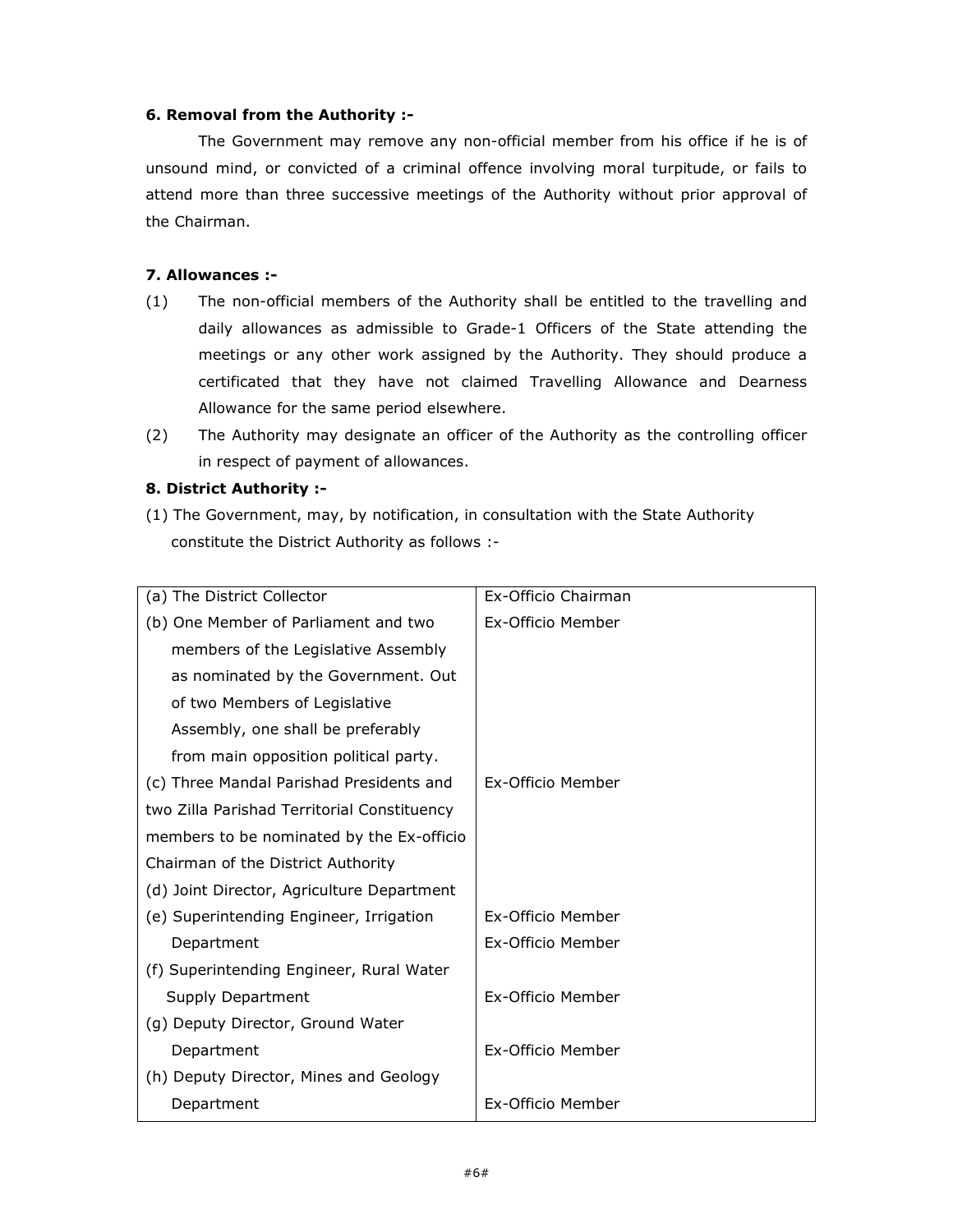**6. Removal from the Authority :-**

The Government may remove any non-official member from his office if he is of unsound mind, or convicted of a criminal offence involving moral turpitude, or fails to attend more than three successive meetings of the Authority without prior approval of the Chairman.

**7. Allowances :-**

(1) The non-official members of the Authority shall be entitled to the travelling and daily allowances as admissible to Grade-1 Officers of the State attending the meetings or any other work assigned by the Authority. They should produce a certificated that they have not claimed Travelling Allowance and Dearness Allowance for the same period elsewhere.

(2) The Authority may designate an officer of the Authority as the controlling officer in respect of payment of allowances.

**8. District Authority :-**

(1) The Government, may, by notification, in consultation with the State Authority constitute the District Authority as follows :-

| | |
|---|---|
| (a) The District Collector | Ex-Officio Chairman |
| (b) One Member of Parliament and two members of the Legislative Assembly as nominated by the Government. Out of two Members of Legislative Assembly, one shall be preferably from main opposition political party. | Ex-Officio Member |
| (c) Three Mandal Parishad Presidents and two Zilla Parishad Territorial Constituency members to be nominated by the Ex-officio Chairman of the District Authority | Ex-Officio Member |
| (d) Joint Director, Agriculture Department | Ex-Officio Member |
| (e) Superintending Engineer, Irrigation Department | Ex-Officio Member |
| (f) Superintending Engineer, Rural Water Supply Department | Ex-Officio Member |
| (g) Deputy Director, Ground Water Department | Ex-Officio Member |
| (h) Deputy Director, Mines and Geology Department | Ex-Officio Member |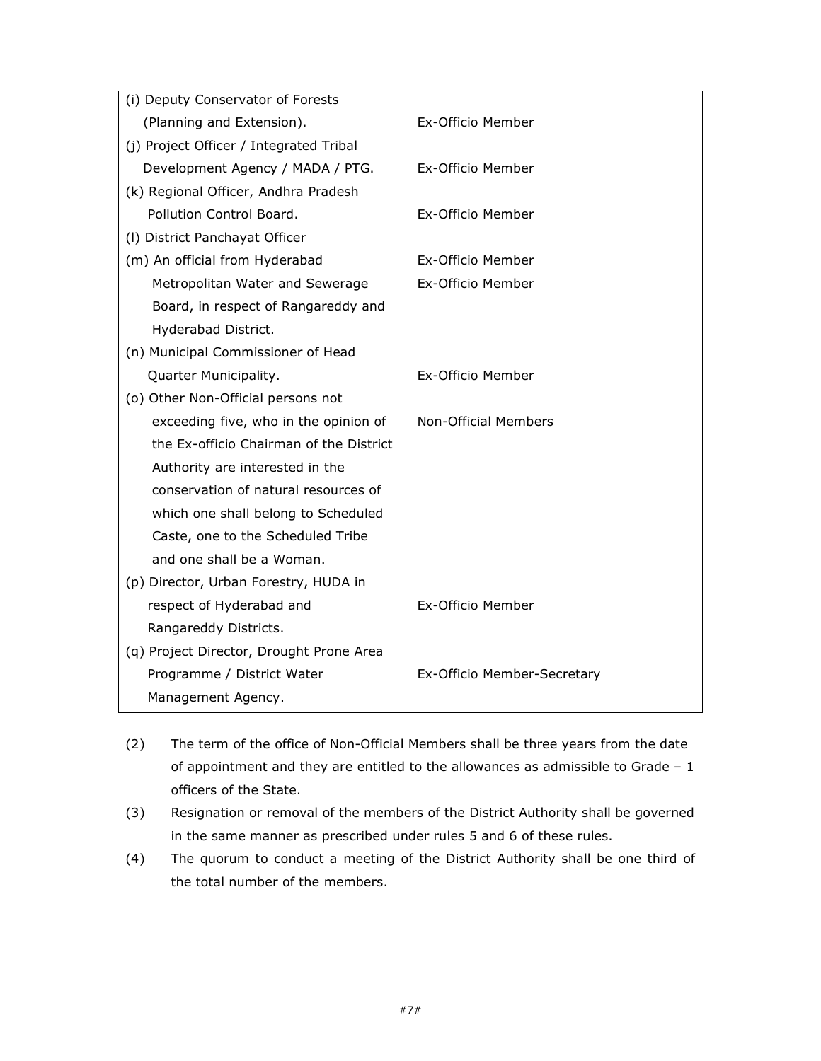| | |
|---|---|
| (i) Deputy Conservator of Forests (Planning and Extension). | Ex-Officio Member |
| (j) Project Officer / Integrated Tribal Development Agency / MADA / PTG. | Ex-Officio Member |
| (k) Regional Officer, Andhra Pradesh Pollution Control Board. | Ex-Officio Member |
| (l) District Panchayat Officer | |
| (m) An official from Hyderabad Metropolitan Water and Sewerage Board, in respect of Rangareddy and Hyderabad District. | Ex-Officio Member<br>Ex-Officio Member |
| (n) Municipal Commissioner of Head Quarter Municipality. | Ex-Officio Member |
| (o) Other Non-Official persons not exceeding five, who in the opinion of the Ex-officio Chairman of the District Authority are interested in the conservation of natural resources of which one shall belong to Scheduled Caste, one to the Scheduled Tribe and one shall be a Woman. | Non-Official Members |
| (p) Director, Urban Forestry, HUDA in respect of Hyderabad and Rangareddy Districts. | Ex-Officio Member |
| (q) Project Director, Drought Prone Area Programme / District Water Management Agency. | Ex-Officio Member-Secretary |

(2) The term of the office of Non-Official Members shall be three years from the date of appointment and they are entitled to the allowances as admissible to Grade – 1 officers of the State.

(3) Resignation or removal of the members of the District Authority shall be governed in the same manner as prescribed under rules 5 and 6 of these rules.

(4) The quorum to conduct a meeting of the District Authority shall be one third of the total number of the members.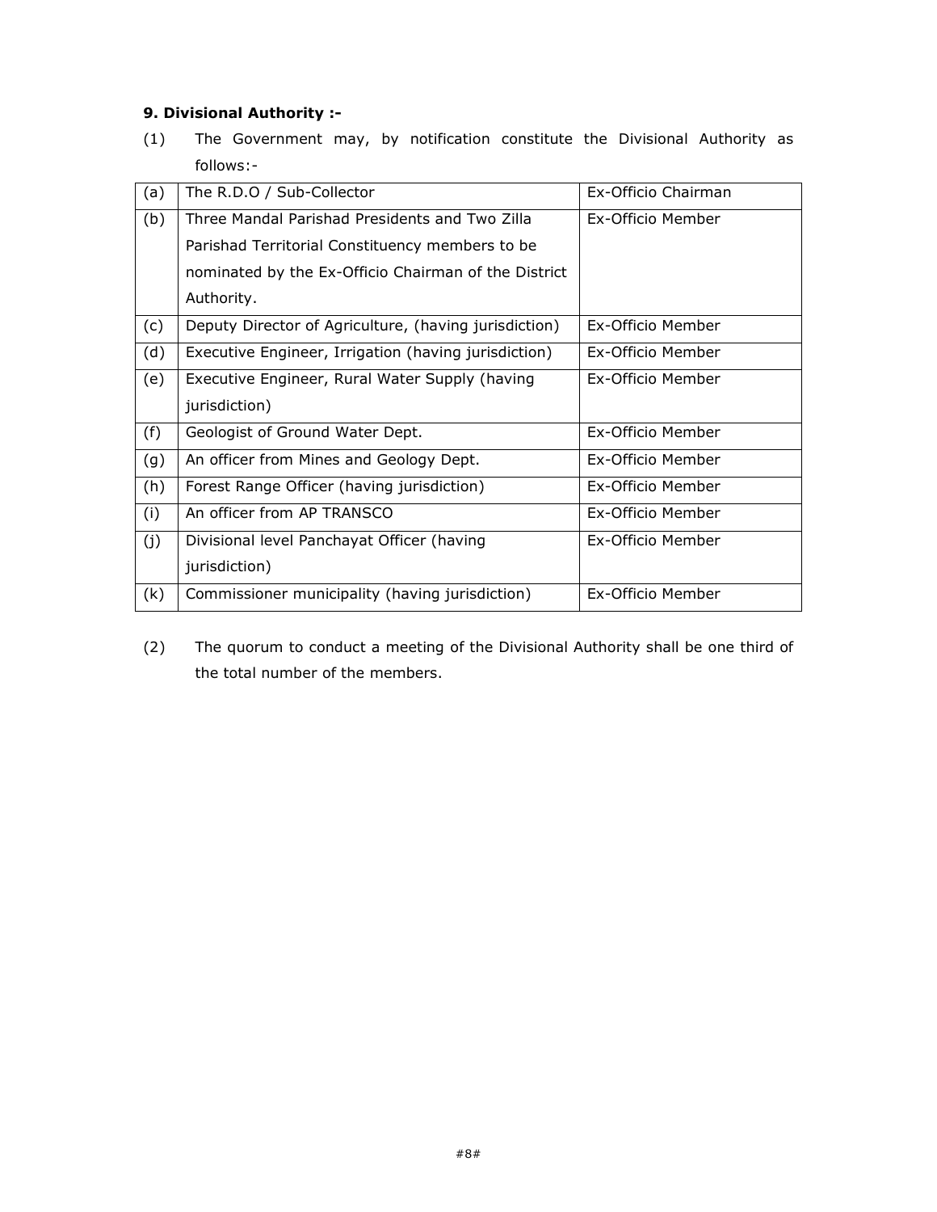**9. Divisional Authority :-**

(1) The Government may, by notification constitute the Divisional Authority as follows:-

| | | |
|---|---|---|
| (a) | The R.D.O / Sub-Collector | Ex-Officio Chairman |
| (b) | Three Mandal Parishad Presidents and Two Zilla Parishad Territorial Constituency members to be nominated by the Ex-Officio Chairman of the District Authority. | Ex-Officio Member |
| (c) | Deputy Director of Agriculture, (having jurisdiction) | Ex-Officio Member |
| (d) | Executive Engineer, Irrigation (having jurisdiction) | Ex-Officio Member |
| (e) | Executive Engineer, Rural Water Supply (having jurisdiction) | Ex-Officio Member |
| (f) | Geologist of Ground Water Dept. | Ex-Officio Member |
| (g) | An officer from Mines and Geology Dept. | Ex-Officio Member |
| (h) | Forest Range Officer (having jurisdiction) | Ex-Officio Member |
| (i) | An officer from AP TRANSCO | Ex-Officio Member |
| (j) | Divisional level Panchayat Officer (having jurisdiction) | Ex-Officio Member |
| (k) | Commissioner municipality (having jurisdiction) | Ex-Officio Member |

(2) The quorum to conduct a meeting of the Divisional Authority shall be one third of the total number of the members.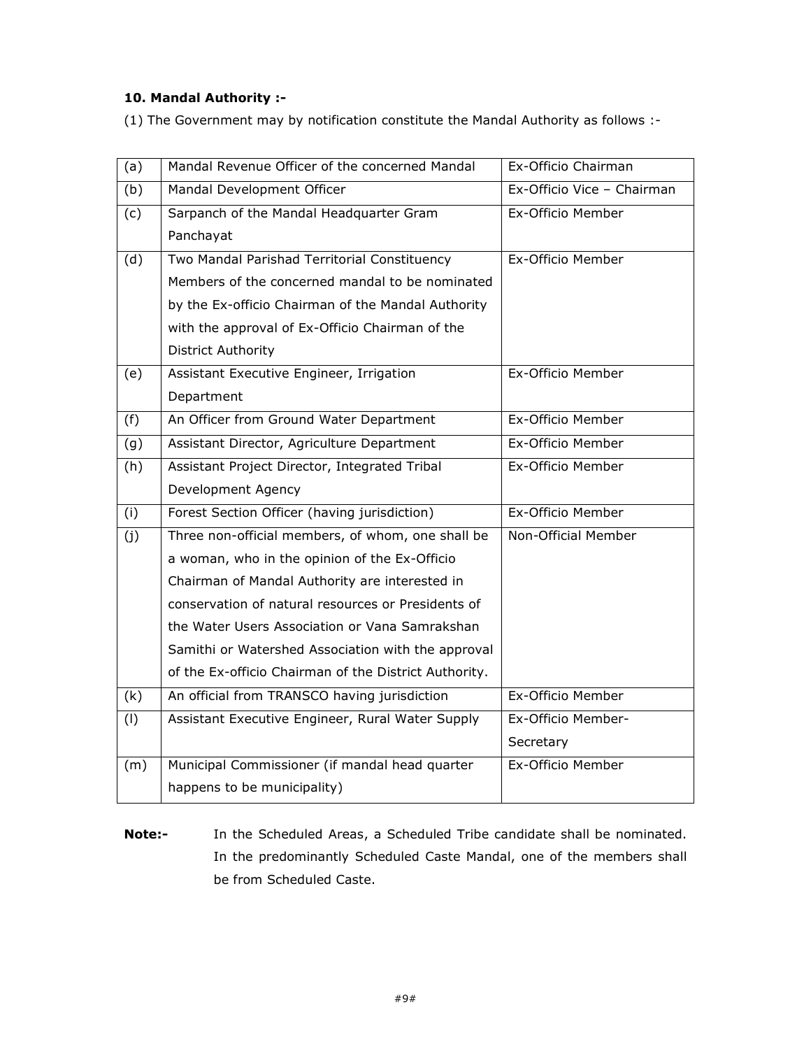**10. Mandal Authority :-**

(1) The Government may by notification constitute the Mandal Authority as follows :-

| | | |
|---|---|---|
| (a) | Mandal Revenue Officer of the concerned Mandal | Ex-Officio Chairman |
| (b) | Mandal Development Officer | Ex-Officio Vice – Chairman |
| (c) | Sarpanch of the Mandal Headquarter Gram Panchayat | Ex-Officio Member |
| (d) | Two Mandal Parishad Territorial Constituency Members of the concerned mandal to be nominated by the Ex-officio Chairman of the Mandal Authority with the approval of Ex-Officio Chairman of the District Authority | Ex-Officio Member |
| (e) | Assistant Executive Engineer, Irrigation Department | Ex-Officio Member |
| (f) | An Officer from Ground Water Department | Ex-Officio Member |
| (g) | Assistant Director, Agriculture Department | Ex-Officio Member |
| (h) | Assistant Project Director, Integrated Tribal Development Agency | Ex-Officio Member |
| (i) | Forest Section Officer (having jurisdiction) | Ex-Officio Member |
| (j) | Three non-official members, of whom, one shall be a woman, who in the opinion of the Ex-Officio Chairman of Mandal Authority are interested in conservation of natural resources or Presidents of the Water Users Association or Vana Samrakshan Samithi or Watershed Association with the approval of the Ex-officio Chairman of the District Authority. | Non-Official Member |
| (k) | An official from TRANSCO having jurisdiction | Ex-Officio Member |
| (l) | Assistant Executive Engineer, Rural Water Supply | Ex-Officio Member-Secretary |
| (m) | Municipal Commissioner (if mandal head quarter happens to be municipality) | Ex-Officio Member |

**Note:-** In the Scheduled Areas, a Scheduled Tribe candidate shall be nominated. In the predominantly Scheduled Caste Mandal, one of the members shall be from Scheduled Caste.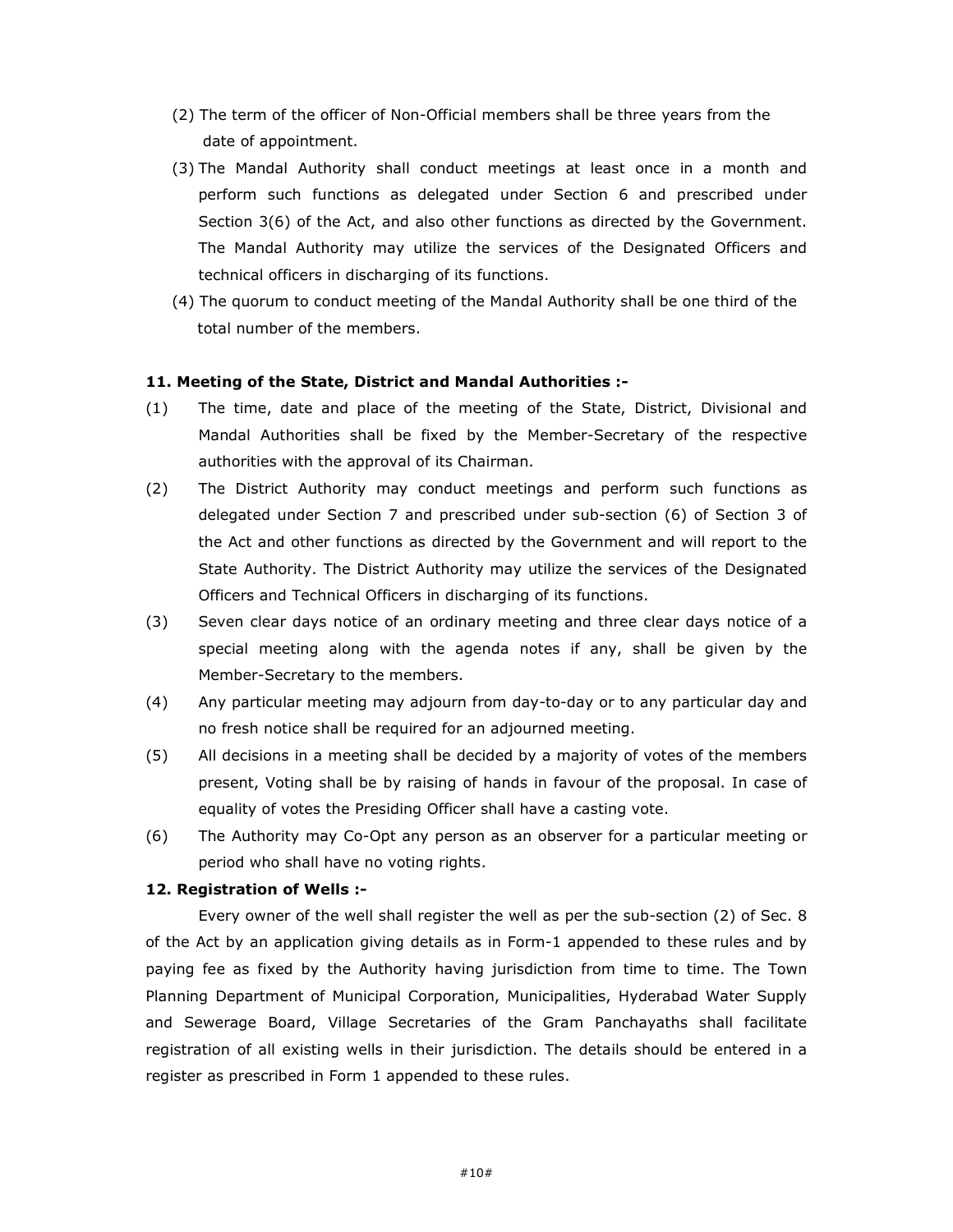(2) The term of the officer of Non-Official members shall be three years from the date of appointment.

(3) The Mandal Authority shall conduct meetings at least once in a month and perform such functions as delegated under Section 6 and prescribed under Section 3(6) of the Act, and also other functions as directed by the Government. The Mandal Authority may utilize the services of the Designated Officers and technical officers in discharging of its functions.

(4) The quorum to conduct meeting of the Mandal Authority shall be one third of the total number of the members.

**11. Meeting of the State, District and Mandal Authorities :-**

(1) The time, date and place of the meeting of the State, District, Divisional and Mandal Authorities shall be fixed by the Member-Secretary of the respective authorities with the approval of its Chairman.

(2) The District Authority may conduct meetings and perform such functions as delegated under Section 7 and prescribed under sub-section (6) of Section 3 of the Act and other functions as directed by the Government and will report to the State Authority. The District Authority may utilize the services of the Designated Officers and Technical Officers in discharging of its functions.

(3) Seven clear days notice of an ordinary meeting and three clear days notice of a special meeting along with the agenda notes if any, shall be given by the Member-Secretary to the members.

(4) Any particular meeting may adjourn from day-to-day or to any particular day and no fresh notice shall be required for an adjourned meeting.

(5) All decisions in a meeting shall be decided by a majority of votes of the members present, Voting shall be by raising of hands in favour of the proposal. In case of equality of votes the Presiding Officer shall have a casting vote.

(6) The Authority may Co-Opt any person as an observer for a particular meeting or period who shall have no voting rights.

**12. Registration of Wells :-**

Every owner of the well shall register the well as per the sub-section (2) of Sec. 8 of the Act by an application giving details as in Form-1 appended to these rules and by paying fee as fixed by the Authority having jurisdiction from time to time. The Town Planning Department of Municipal Corporation, Municipalities, Hyderabad Water Supply and Sewerage Board, Village Secretaries of the Gram Panchayaths shall facilitate registration of all existing wells in their jurisdiction. The details should be entered in a register as prescribed in Form 1 appended to these rules.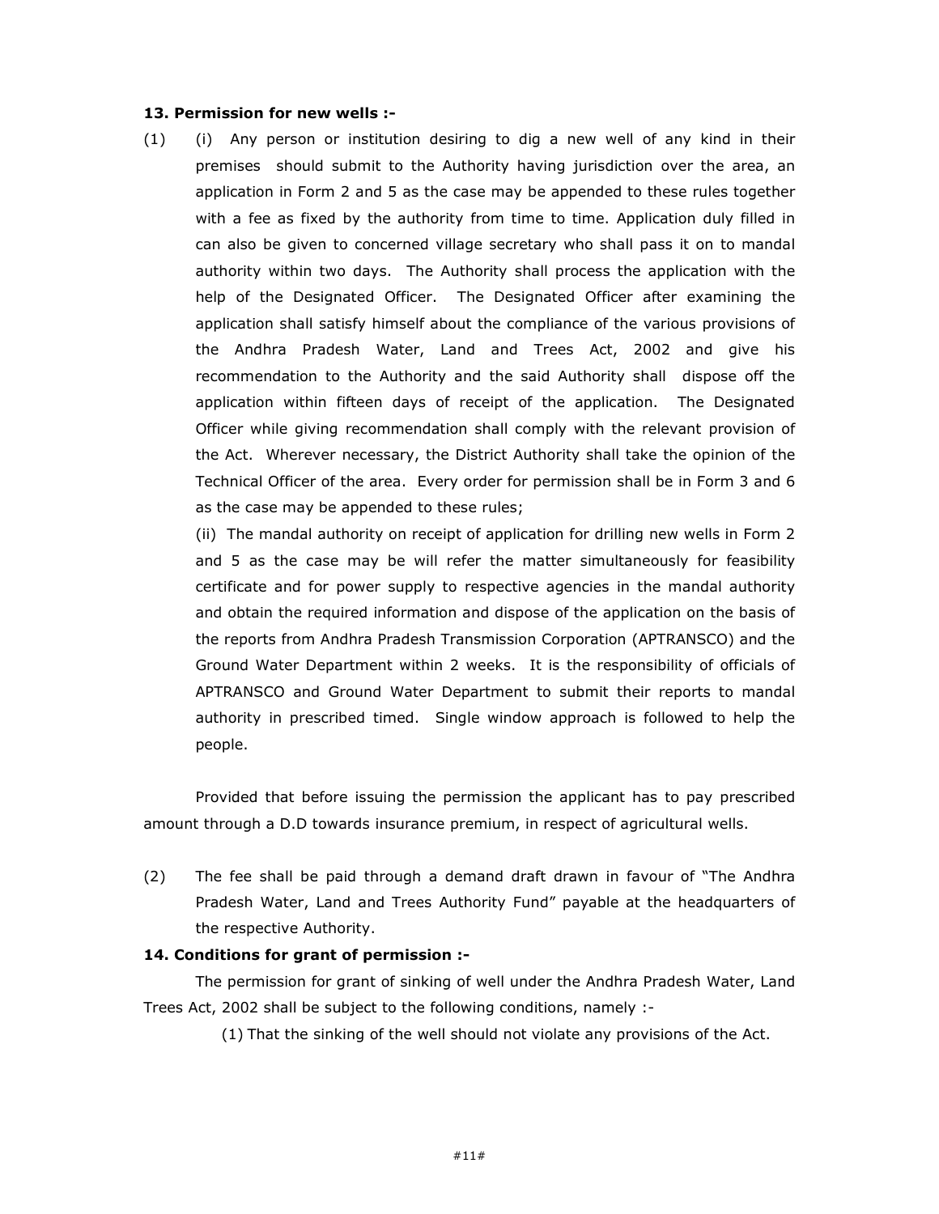**13. Permission for new wells :-**

(1) (i) Any person or institution desiring to dig a new well of any kind in their premises should submit to the Authority having jurisdiction over the area, an application in Form 2 and 5 as the case may be appended to these rules together with a fee as fixed by the authority from time to time. Application duly filled in can also be given to concerned village secretary who shall pass it on to mandal authority within two days. The Authority shall process the application with the help of the Designated Officer. The Designated Officer after examining the application shall satisfy himself about the compliance of the various provisions of the Andhra Pradesh Water, Land and Trees Act, 2002 and give his recommendation to the Authority and the said Authority shall dispose off the application within fifteen days of receipt of the application. The Designated Officer while giving recommendation shall comply with the relevant provision of the Act. Wherever necessary, the District Authority shall take the opinion of the Technical Officer of the area. Every order for permission shall be in Form 3 and 6 as the case may be appended to these rules;

(ii) The mandal authority on receipt of application for drilling new wells in Form 2 and 5 as the case may be will refer the matter simultaneously for feasibility certificate and for power supply to respective agencies in the mandal authority and obtain the required information and dispose of the application on the basis of the reports from Andhra Pradesh Transmission Corporation (APTRANSCO) and the Ground Water Department within 2 weeks. It is the responsibility of officials of APTRANSCO and Ground Water Department to submit their reports to mandal authority in prescribed timed. Single window approach is followed to help the people.

Provided that before issuing the permission the applicant has to pay prescribed amount through a D.D towards insurance premium, in respect of agricultural wells.

(2) The fee shall be paid through a demand draft drawn in favour of "The Andhra Pradesh Water, Land and Trees Authority Fund" payable at the headquarters of the respective Authority.

**14. Conditions for grant of permission :-**

The permission for grant of sinking of well under the Andhra Pradesh Water, Land Trees Act, 2002 shall be subject to the following conditions, namely :-

(1) That the sinking of the well should not violate any provisions of the Act.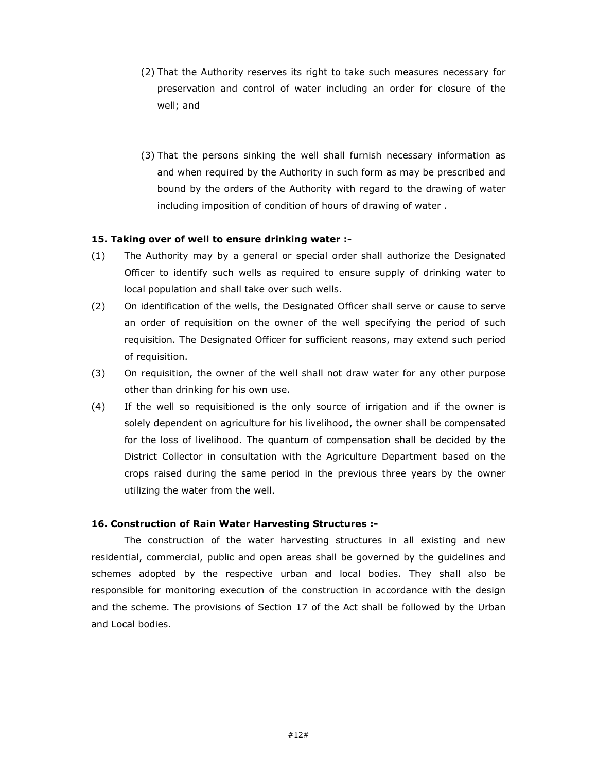(2) That the Authority reserves its right to take such measures necessary for preservation and control of water including an order for closure of the well; and

(3) That the persons sinking the well shall furnish necessary information as and when required by the Authority in such form as may be prescribed and bound by the orders of the Authority with regard to the drawing of water including imposition of condition of hours of drawing of water .

**15. Taking over of well to ensure drinking water :-**

(1) The Authority may by a general or special order shall authorize the Designated Officer to identify such wells as required to ensure supply of drinking water to local population and shall take over such wells.

(2) On identification of the wells, the Designated Officer shall serve or cause to serve an order of requisition on the owner of the well specifying the period of such requisition. The Designated Officer for sufficient reasons, may extend such period of requisition.

(3) On requisition, the owner of the well shall not draw water for any other purpose other than drinking for his own use.

(4) If the well so requisitioned is the only source of irrigation and if the owner is solely dependent on agriculture for his livelihood, the owner shall be compensated for the loss of livelihood. The quantum of compensation shall be decided by the District Collector in consultation with the Agriculture Department based on the crops raised during the same period in the previous three years by the owner utilizing the water from the well.

**16. Construction of Rain Water Harvesting Structures :-**

The construction of the water harvesting structures in all existing and new residential, commercial, public and open areas shall be governed by the guidelines and schemes adopted by the respective urban and local bodies. They shall also be responsible for monitoring execution of the construction in accordance with the design and the scheme. The provisions of Section 17 of the Act shall be followed by the Urban and Local bodies.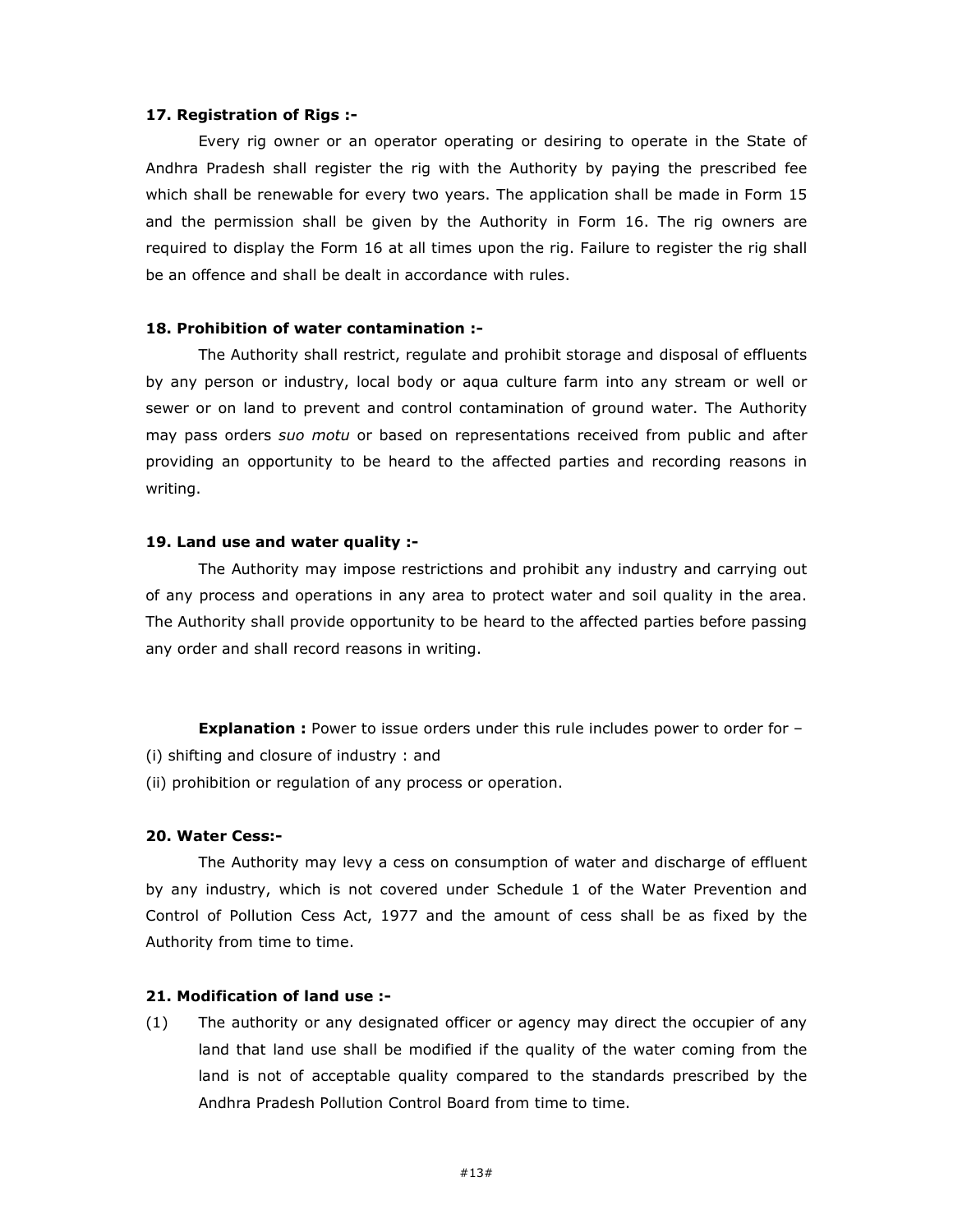**17. Registration of Rigs :-**

Every rig owner or an operator operating or desiring to operate in the State of Andhra Pradesh shall register the rig with the Authority by paying the prescribed fee which shall be renewable for every two years. The application shall be made in Form 15 and the permission shall be given by the Authority in Form 16. The rig owners are required to display the Form 16 at all times upon the rig. Failure to register the rig shall be an offence and shall be dealt in accordance with rules.

**18. Prohibition of water contamination :-**

The Authority shall restrict, regulate and prohibit storage and disposal of effluents by any person or industry, local body or aqua culture farm into any stream or well or sewer or on land to prevent and control contamination of ground water. The Authority may pass orders *suo motu* or based on representations received from public and after providing an opportunity to be heard to the affected parties and recording reasons in writing.

**19. Land use and water quality :-**

The Authority may impose restrictions and prohibit any industry and carrying out of any process and operations in any area to protect water and soil quality in the area. The Authority shall provide opportunity to be heard to the affected parties before passing any order and shall record reasons in writing.

**Explanation :** Power to issue orders under this rule includes power to order for –

(i) shifting and closure of industry : and

(ii) prohibition or regulation of any process or operation.

**20. Water Cess:-**

The Authority may levy a cess on consumption of water and discharge of effluent by any industry, which is not covered under Schedule 1 of the Water Prevention and Control of Pollution Cess Act, 1977 and the amount of cess shall be as fixed by the Authority from time to time.

**21. Modification of land use :-**

(1) The authority or any designated officer or agency may direct the occupier of any land that land use shall be modified if the quality of the water coming from the land is not of acceptable quality compared to the standards prescribed by the Andhra Pradesh Pollution Control Board from time to time.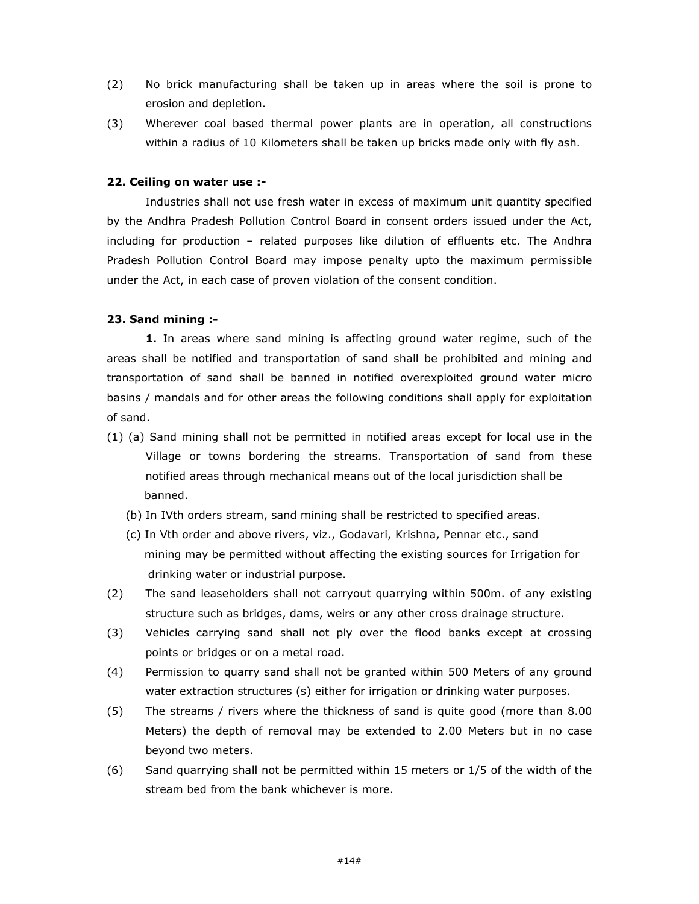(2) No brick manufacturing shall be taken up in areas where the soil is prone to erosion and depletion.

(3) Wherever coal based thermal power plants are in operation, all constructions within a radius of 10 Kilometers shall be taken up bricks made only with fly ash.

**22. Ceiling on water use :-**

Industries shall not use fresh water in excess of maximum unit quantity specified by the Andhra Pradesh Pollution Control Board in consent orders issued under the Act, including for production – related purposes like dilution of effluents etc. The Andhra Pradesh Pollution Control Board may impose penalty upto the maximum permissible under the Act, in each case of proven violation of the consent condition.

**23. Sand mining :-**

**1.** In areas where sand mining is affecting ground water regime, such of the areas shall be notified and transportation of sand shall be prohibited and mining and transportation of sand shall be banned in notified overexploited ground water micro basins / mandals and for other areas the following conditions shall apply for exploitation of sand.

(1) (a) Sand mining shall not be permitted in notified areas except for local use in the Village or towns bordering the streams. Transportation of sand from these notified areas through mechanical means out of the local jurisdiction shall be banned.

(b) In IVth orders stream, sand mining shall be restricted to specified areas.

(c) In Vth order and above rivers, viz., Godavari, Krishna, Pennar etc., sand mining may be permitted without affecting the existing sources for Irrigation for drinking water or industrial purpose.

(2) The sand leaseholders shall not carryout quarrying within 500m. of any existing structure such as bridges, dams, weirs or any other cross drainage structure.

(3) Vehicles carrying sand shall not ply over the flood banks except at crossing points or bridges or on a metal road.

(4) Permission to quarry sand shall not be granted within 500 Meters of any ground water extraction structures (s) either for irrigation or drinking water purposes.

(5) The streams / rivers where the thickness of sand is quite good (more than 8.00 Meters) the depth of removal may be extended to 2.00 Meters but in no case beyond two meters.

(6) Sand quarrying shall not be permitted within 15 meters or 1/5 of the width of the stream bed from the bank whichever is more.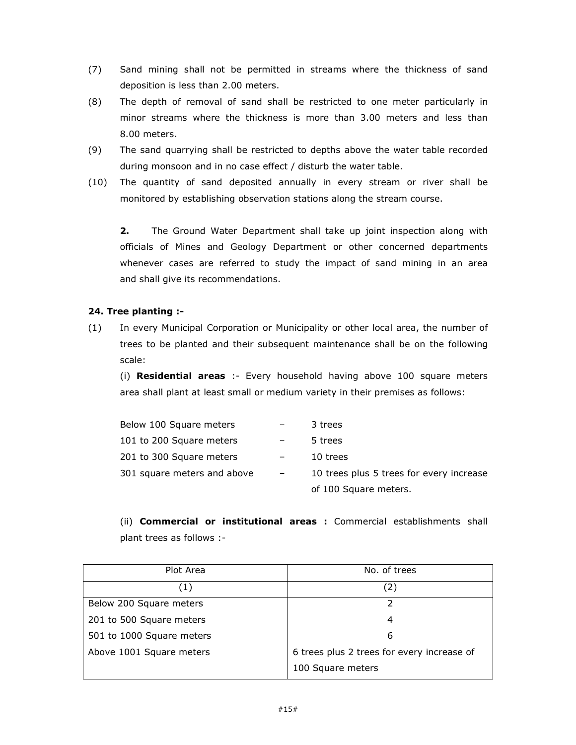(7) Sand mining shall not be permitted in streams where the thickness of sand deposition is less than 2.00 meters.

(8) The depth of removal of sand shall be restricted to one meter particularly in minor streams where the thickness is more than 3.00 meters and less than 8.00 meters.

(9) The sand quarrying shall be restricted to depths above the water table recorded during monsoon and in no case effect / disturb the water table.

(10) The quantity of sand deposited annually in every stream or river shall be monitored by establishing observation stations along the stream course.

**2.** The Ground Water Department shall take up joint inspection along with officials of Mines and Geology Department or other concerned departments whenever cases are referred to study the impact of sand mining in an area and shall give its recommendations.

**24. Tree planting :-**

(1) In every Municipal Corporation or Municipality or other local area, the number of trees to be planted and their subsequent maintenance shall be on the following scale:

(i) **Residential areas** :- Every household having above 100 square meters area shall plant at least small or medium variety in their premises as follows:

| | | |
|---|---|---|
| Below 100 Square meters | – | 3 trees |
| 101 to 200 Square meters | – | 5 trees |
| 201 to 300 Square meters | – | 10 trees |
| 301 square meters and above | – | 10 trees plus 5 trees for every increase of 100 Square meters. |

(ii) **Commercial or institutional areas :** Commercial establishments shall plant trees as follows :-

| Plot Area | No. of trees |
|---|---|
| (1) | (2) |
| Below 200 Square meters | 2 |
| 201 to 500 Square meters | 4 |
| 501 to 1000 Square meters | 6 |
| Above 1001 Square meters | 6 trees plus 2 trees for every increase of 100 Square meters |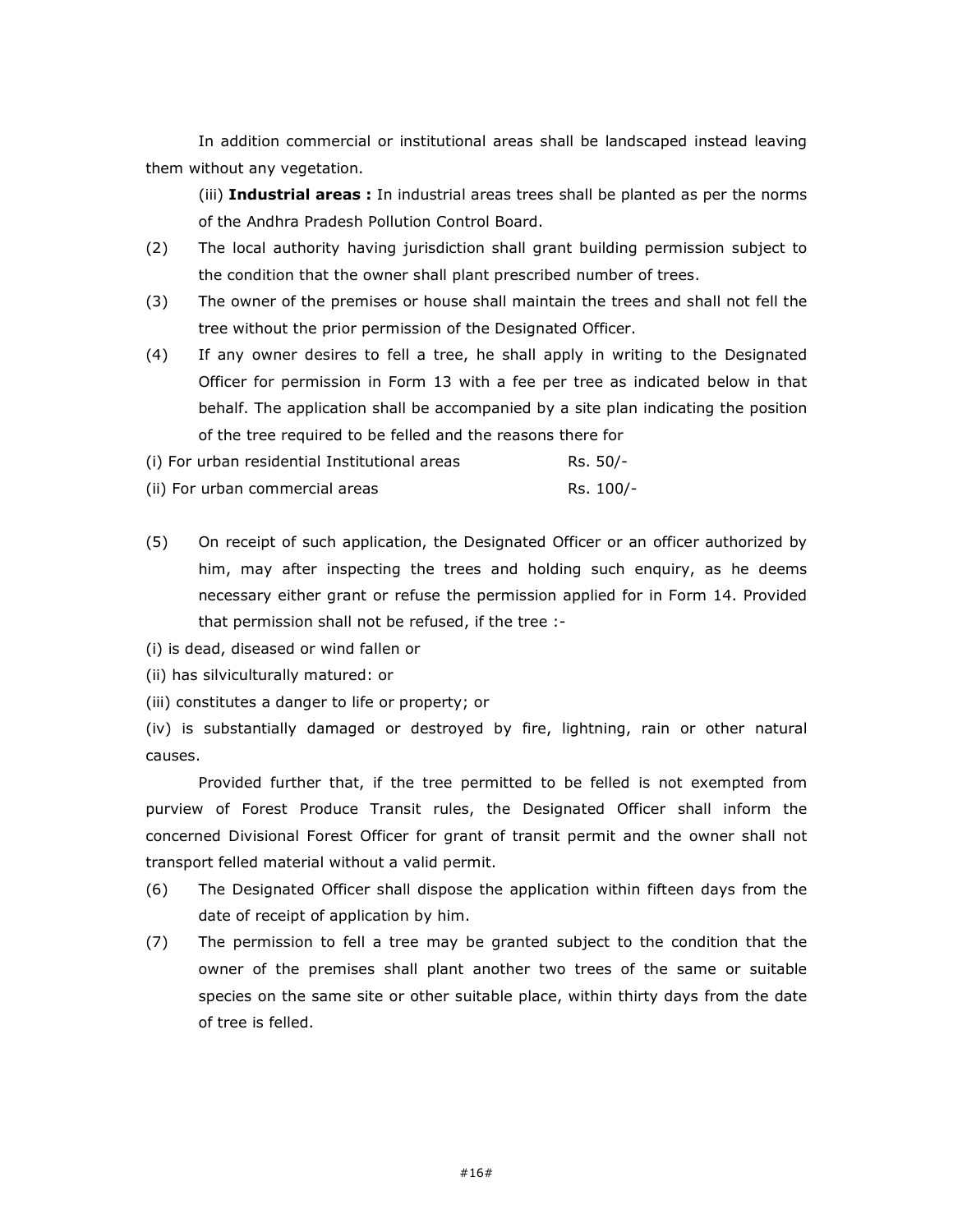In addition commercial or institutional areas shall be landscaped instead leaving them without any vegetation.

(iii) **Industrial areas :** In industrial areas trees shall be planted as per the norms of the Andhra Pradesh Pollution Control Board.

(2) The local authority having jurisdiction shall grant building permission subject to the condition that the owner shall plant prescribed number of trees.

(3) The owner of the premises or house shall maintain the trees and shall not fell the tree without the prior permission of the Designated Officer.

(4) If any owner desires to fell a tree, he shall apply in writing to the Designated Officer for permission in Form 13 with a fee per tree as indicated below in that behalf. The application shall be accompanied by a site plan indicating the position of the tree required to be felled and the reasons there for

| | |
|---|---|
| (i) For urban residential Institutional areas | Rs. 50/- |
| (ii) For urban commercial areas | Rs. 100/- |

(5) On receipt of such application, the Designated Officer or an officer authorized by him, may after inspecting the trees and holding such enquiry, as he deems necessary either grant or refuse the permission applied for in Form 14. Provided that permission shall not be refused, if the tree :-

(i) is dead, diseased or wind fallen or

(ii) has silviculturally matured: or

(iii) constitutes a danger to life or property; or

(iv) is substantially damaged or destroyed by fire, lightning, rain or other natural causes.

Provided further that, if the tree permitted to be felled is not exempted from purview of Forest Produce Transit rules, the Designated Officer shall inform the concerned Divisional Forest Officer for grant of transit permit and the owner shall not transport felled material without a valid permit.

(6) The Designated Officer shall dispose the application within fifteen days from the date of receipt of application by him.

(7) The permission to fell a tree may be granted subject to the condition that the owner of the premises shall plant another two trees of the same or suitable species on the same site or other suitable place, within thirty days from the date of tree is felled.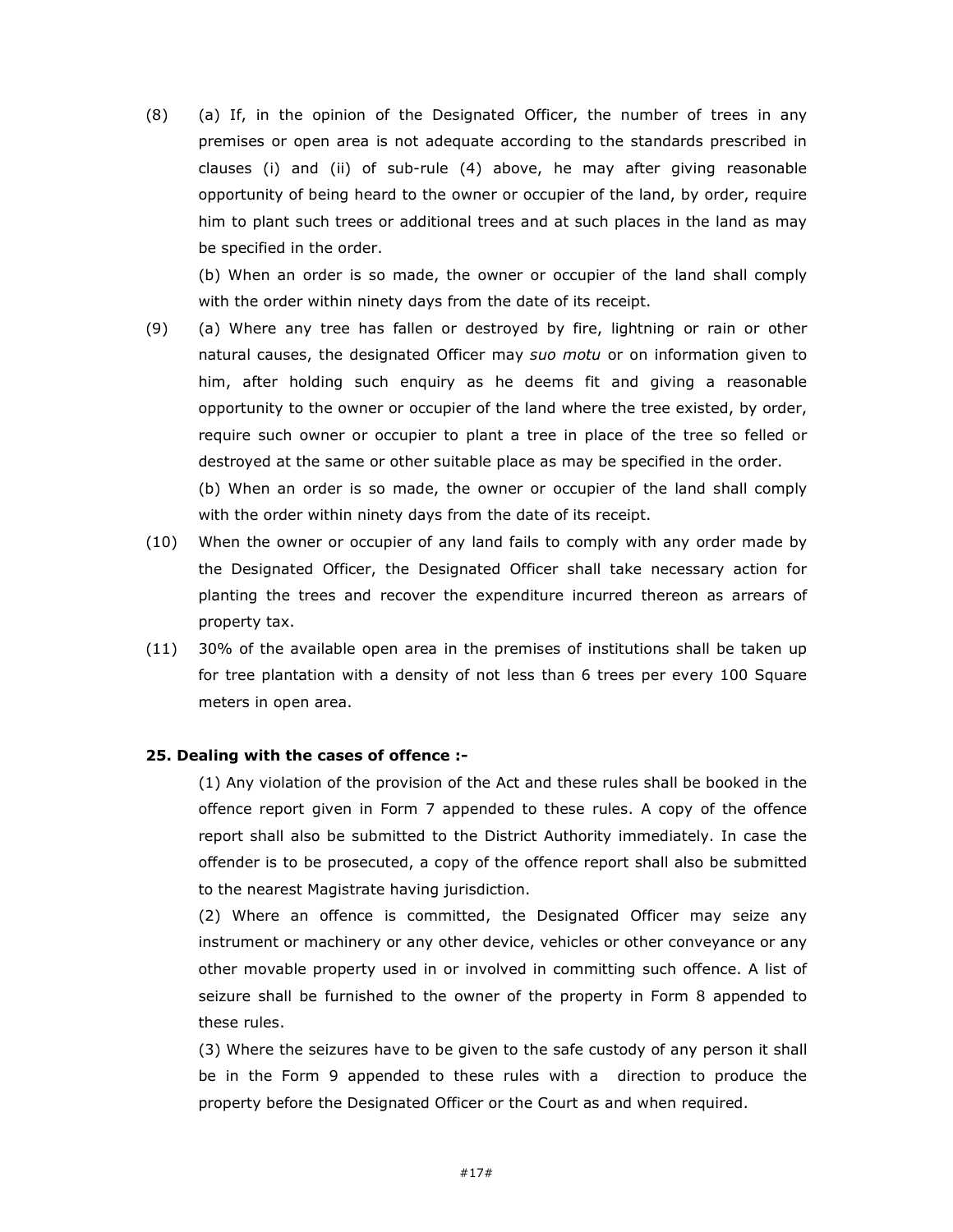(8) (a) If, in the opinion of the Designated Officer, the number of trees in any premises or open area is not adequate according to the standards prescribed in clauses (i) and (ii) of sub-rule (4) above, he may after giving reasonable opportunity of being heard to the owner or occupier of the land, by order, require him to plant such trees or additional trees and at such places in the land as may be specified in the order.

(b) When an order is so made, the owner or occupier of the land shall comply with the order within ninety days from the date of its receipt.

(9) (a) Where any tree has fallen or destroyed by fire, lightning or rain or other natural causes, the designated Officer may *suo motu* or on information given to him, after holding such enquiry as he deems fit and giving a reasonable opportunity to the owner or occupier of the land where the tree existed, by order, require such owner or occupier to plant a tree in place of the tree so felled or destroyed at the same or other suitable place as may be specified in the order.

(b) When an order is so made, the owner or occupier of the land shall comply with the order within ninety days from the date of its receipt.

(10) When the owner or occupier of any land fails to comply with any order made by the Designated Officer, the Designated Officer shall take necessary action for planting the trees and recover the expenditure incurred thereon as arrears of property tax.

(11) 30% of the available open area in the premises of institutions shall be taken up for tree plantation with a density of not less than 6 trees per every 100 Square meters in open area.

**25. Dealing with the cases of offence :-**

(1) Any violation of the provision of the Act and these rules shall be booked in the offence report given in Form 7 appended to these rules. A copy of the offence report shall also be submitted to the District Authority immediately. In case the offender is to be prosecuted, a copy of the offence report shall also be submitted to the nearest Magistrate having jurisdiction.

(2) Where an offence is committed, the Designated Officer may seize any instrument or machinery or any other device, vehicles or other conveyance or any other movable property used in or involved in committing such offence. A list of seizure shall be furnished to the owner of the property in Form 8 appended to these rules.

(3) Where the seizures have to be given to the safe custody of any person it shall be in the Form 9 appended to these rules with a direction to produce the property before the Designated Officer or the Court as and when required.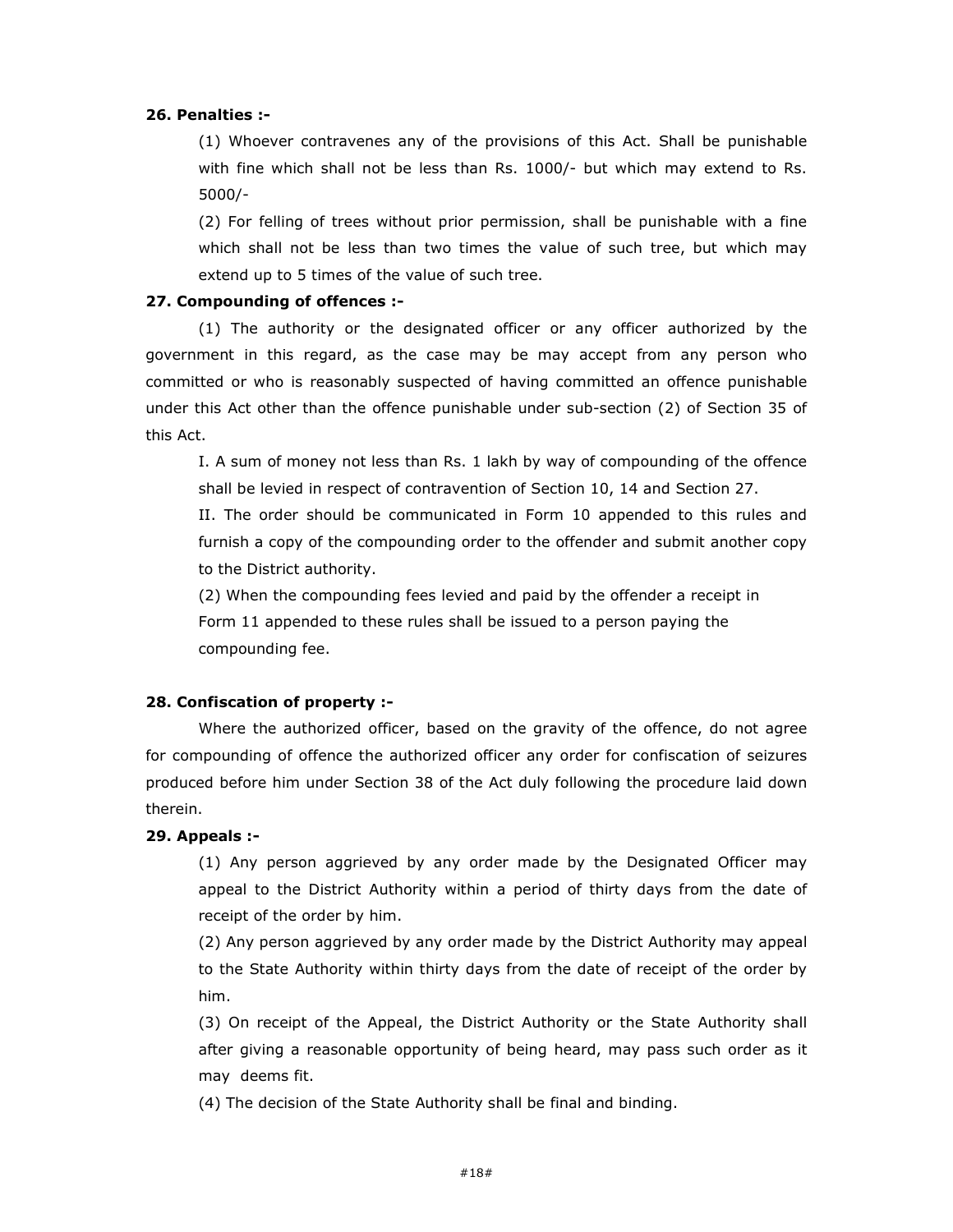**26. Penalties :-**

(1) Whoever contravenes any of the provisions of this Act. Shall be punishable with fine which shall not be less than Rs. 1000/- but which may extend to Rs. 5000/-

(2) For felling of trees without prior permission, shall be punishable with a fine which shall not be less than two times the value of such tree, but which may extend up to 5 times of the value of such tree.

**27. Compounding of offences :-**

(1) The authority or the designated officer or any officer authorized by the government in this regard, as the case may be may accept from any person who committed or who is reasonably suspected of having committed an offence punishable under this Act other than the offence punishable under sub-section (2) of Section 35 of this Act.

I. A sum of money not less than Rs. 1 lakh by way of compounding of the offence shall be levied in respect of contravention of Section 10, 14 and Section 27.

II. The order should be communicated in Form 10 appended to this rules and furnish a copy of the compounding order to the offender and submit another copy to the District authority.

(2) When the compounding fees levied and paid by the offender a receipt in Form 11 appended to these rules shall be issued to a person paying the compounding fee.

**28. Confiscation of property :-**

Where the authorized officer, based on the gravity of the offence, do not agree for compounding of offence the authorized officer any order for confiscation of seizures produced before him under Section 38 of the Act duly following the procedure laid down therein.

**29. Appeals :-**

(1) Any person aggrieved by any order made by the Designated Officer may appeal to the District Authority within a period of thirty days from the date of receipt of the order by him.

(2) Any person aggrieved by any order made by the District Authority may appeal to the State Authority within thirty days from the date of receipt of the order by him.

(3) On receipt of the Appeal, the District Authority or the State Authority shall after giving a reasonable opportunity of being heard, may pass such order as it may deems fit.

(4) The decision of the State Authority shall be final and binding.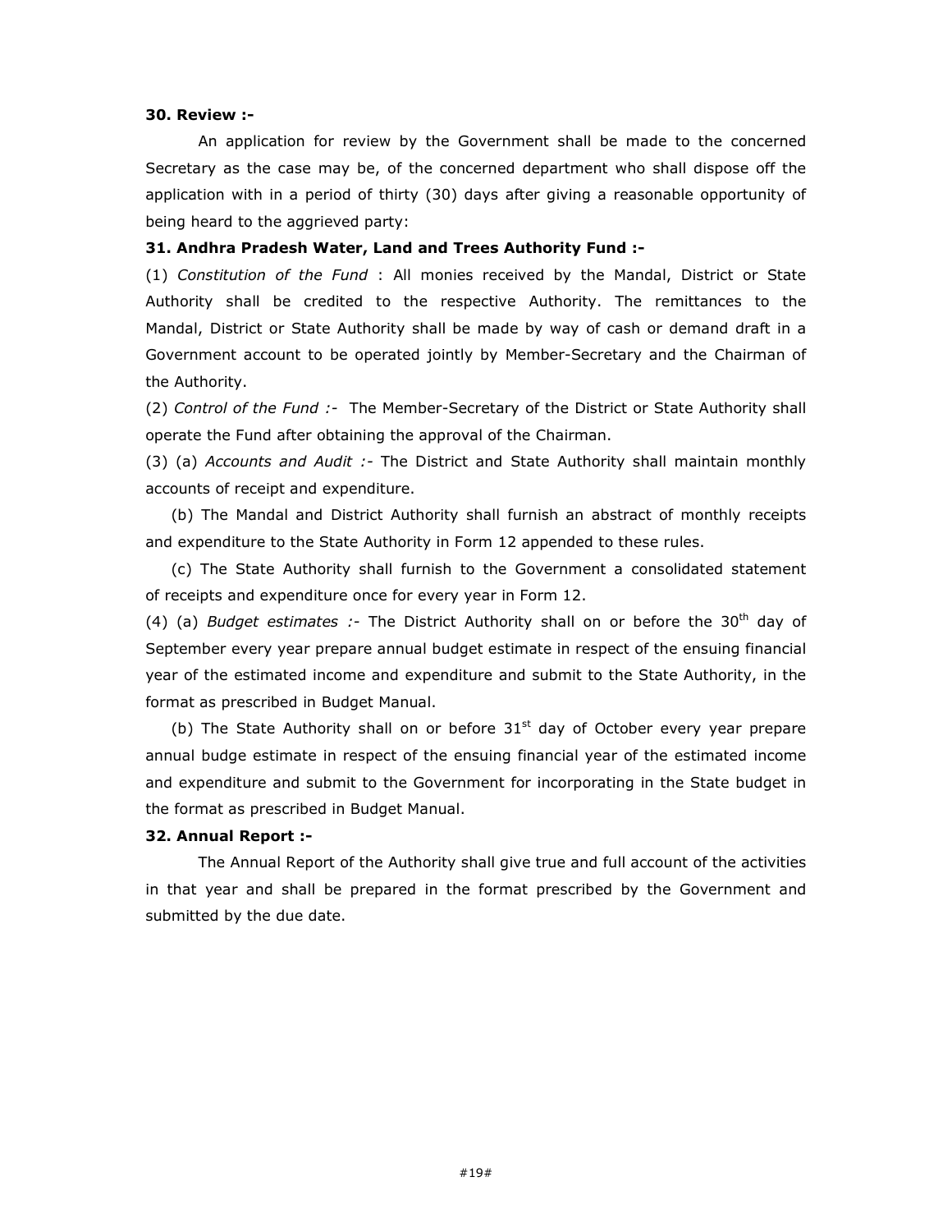**30. Review :-**

An application for review by the Government shall be made to the concerned Secretary as the case may be, of the concerned department who shall dispose off the application with in a period of thirty (30) days after giving a reasonable opportunity of being heard to the aggrieved party:

**31. Andhra Pradesh Water, Land and Trees Authority Fund :-**

(1) *Constitution of the Fund* : All monies received by the Mandal, District or State Authority shall be credited to the respective Authority. The remittances to the Mandal, District or State Authority shall be made by way of cash or demand draft in a Government account to be operated jointly by Member-Secretary and the Chairman of the Authority.

(2) *Control of the Fund :-* The Member-Secretary of the District or State Authority shall operate the Fund after obtaining the approval of the Chairman.

(3) (a) *Accounts and Audit :-* The District and State Authority shall maintain monthly accounts of receipt and expenditure.

(b) The Mandal and District Authority shall furnish an abstract of monthly receipts and expenditure to the State Authority in Form 12 appended to these rules.

(c) The State Authority shall furnish to the Government a consolidated statement of receipts and expenditure once for every year in Form 12.

(4) (a) *Budget estimates :-* The District Authority shall on or before the 30th day of September every year prepare annual budget estimate in respect of the ensuing financial year of the estimated income and expenditure and submit to the State Authority, in the format as prescribed in Budget Manual.

(b) The State Authority shall on or before 31st day of October every year prepare annual budge estimate in respect of the ensuing financial year of the estimated income and expenditure and submit to the Government for incorporating in the State budget in the format as prescribed in Budget Manual.

**32. Annual Report :-**

The Annual Report of the Authority shall give true and full account of the activities in that year and shall be prepared in the format prescribed by the Government and submitted by the due date.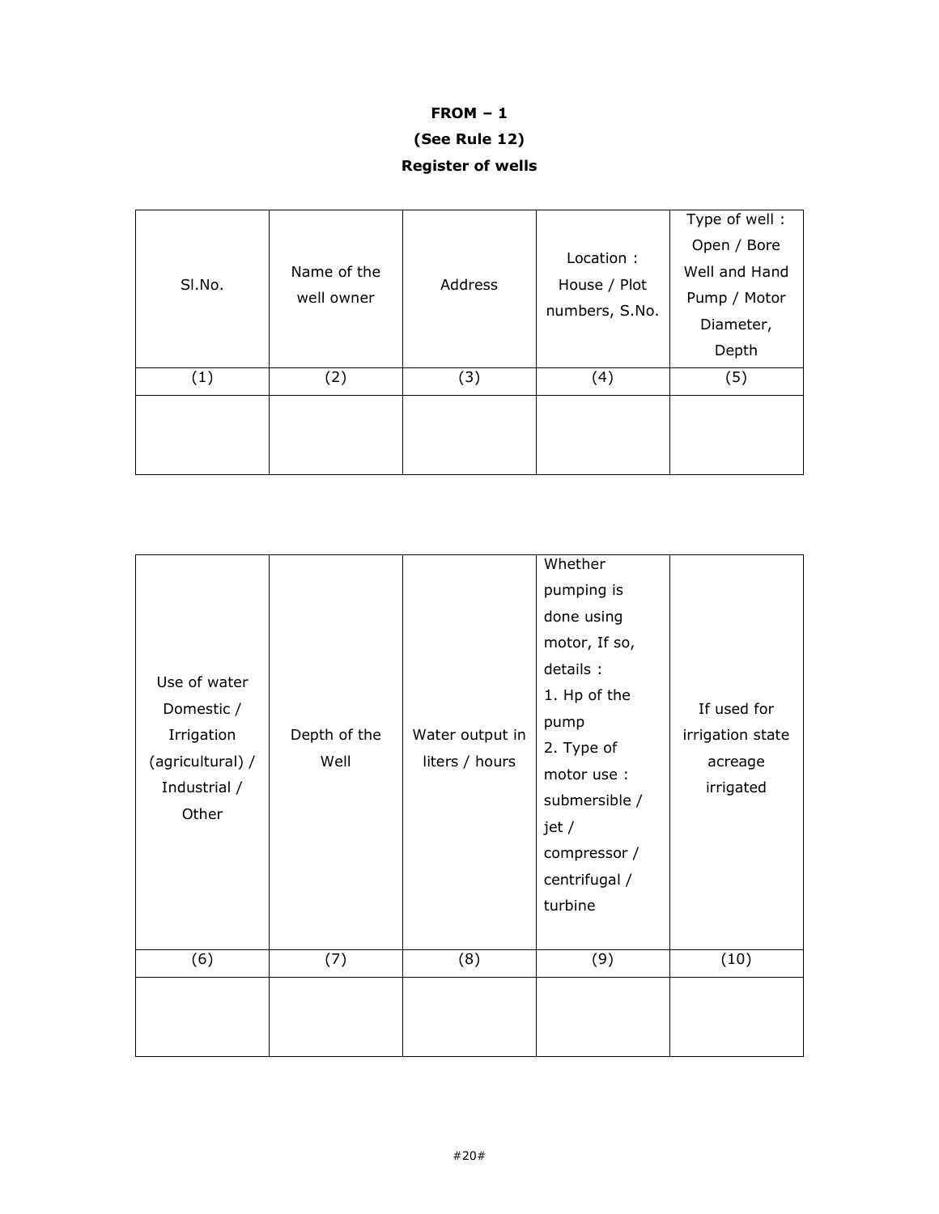**FROM – 1**

**(See Rule 12)**

**Register of wells**

| Sl.No. | Name of the well owner | Address | Location : House / Plot numbers, S.No. | Type of well : Open / Bore Well and Hand Pump / Motor Diameter, Depth |
|---|---|---|---|---|
| (1) | (2) | (3) | (4) | (5) |
| | | | | |

| Use of water Domestic / Irrigation (agricultural) / Industrial / Other | Depth of the Well | Water output in liters / hours | Whether pumping is done using motor, If so, details : 1. Hp of the pump 2. Type of motor use : submersible / jet / compressor / centrifugal / turbine | If used for irrigation state acreage irrigated |
|---|---|---|---|---|
| (6) | (7) | (8) | (9) | (10) |
| | | | | |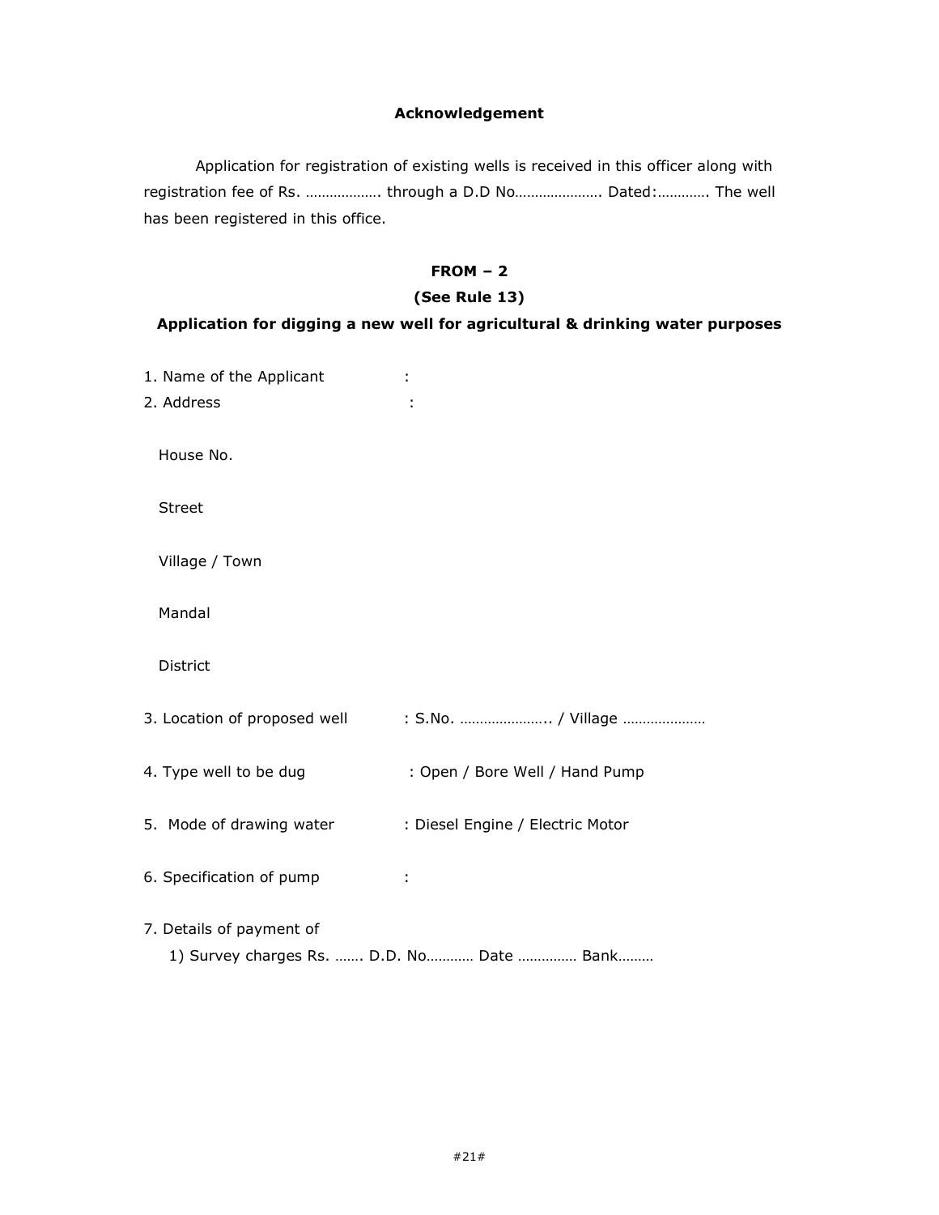**Acknowledgement**

Application for registration of existing wells is received in this officer along with registration fee of Rs. ………………. through a D.D No…………………. Dated:…………. The well has been registered in this office.

**FROM – 2**

**(See Rule 13)**

**Application for digging a new well for agricultural & drinking water purposes**

1. Name of the Applicant :
2. Address :

   House No.

   Street

   Village / Town

   Mandal

   District

3. Location of proposed well : S.No. ………………….. / Village …………………

4. Type well to be dug : Open / Bore Well / Hand Pump

5. Mode of drawing water : Diesel Engine / Electric Motor

6. Specification of pump :

7. Details of payment of

   1) Survey charges Rs. ……. D.D. No………… Date …………… Bank………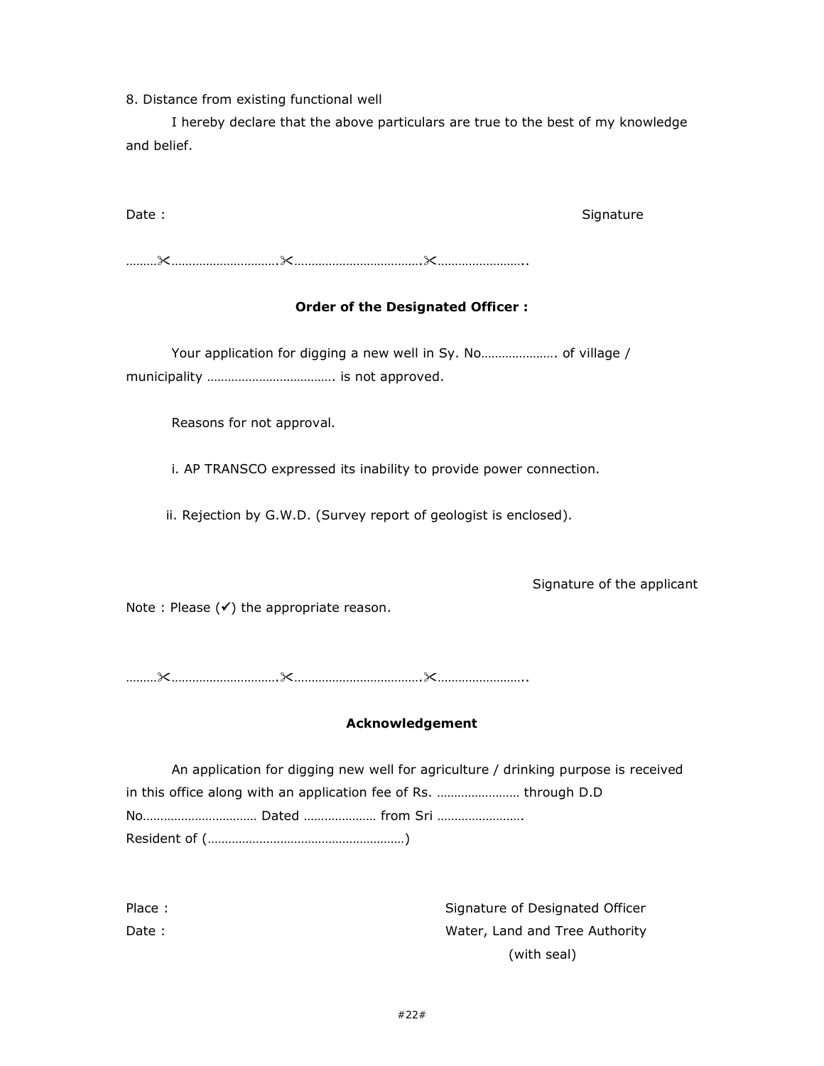8. Distance from existing functional well

I hereby declare that the above particulars are true to the best of my knowledge and belief.

Date : Signature

………✂…………………………..✂………………………………✂……………………..

**Order of the Designated Officer :**

Your application for digging a new well in Sy. No…………………. of village / municipality ………………………………. is not approved.

Reasons for not approval.

i. AP TRANSCO expressed its inability to provide power connection.

ii. Rejection by G.W.D. (Survey report of geologist is enclosed).

Signature of the applicant

Note : Please (✔) the appropriate reason.

………✂…………………………..✂………………………………✂……………………..

**Acknowledgement**

An application for digging new well for agriculture / drinking purpose is received in this office along with an application fee of Rs. …………………… through D.D No…………………………… Dated ………………… from Sri ……………………. Resident of (…………………………………………………)

Place : Signature of Designated Officer

Date : Water, Land and Tree Authority

(with seal)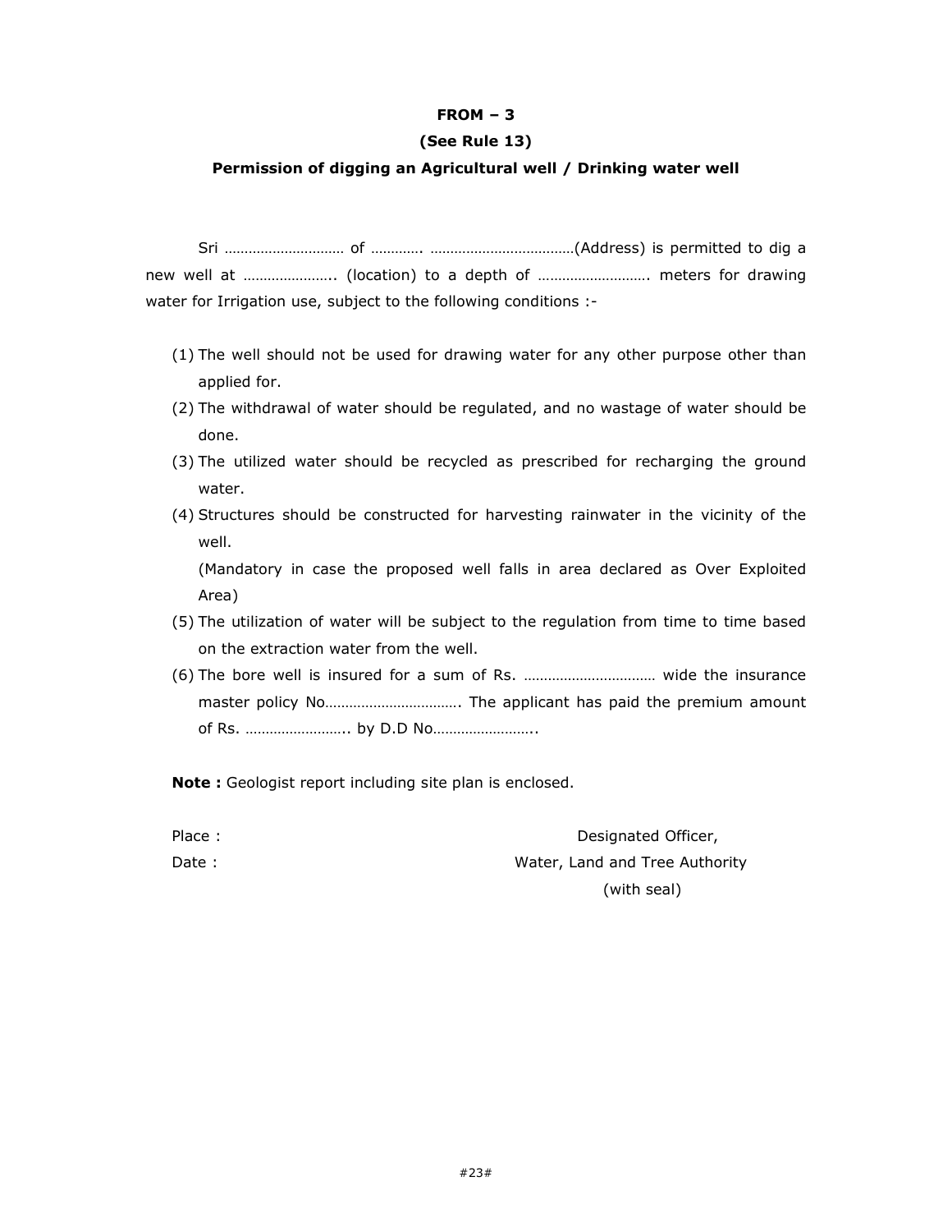**FROM – 3**

**(See Rule 13)**

**Permission of digging an Agricultural well / Drinking water well**

Sri ………………………… of …………. ………………………………(Address) is permitted to dig a new well at ………………….. (location) to a depth of ………………………. meters for drawing water for Irrigation use, subject to the following conditions :-

(1) The well should not be used for drawing water for any other purpose other than applied for.
(2) The withdrawal of water should be regulated, and no wastage of water should be done.
(3) The utilized water should be recycled as prescribed for recharging the ground water.
(4) Structures should be constructed for harvesting rainwater in the vicinity of the well.
    (Mandatory in case the proposed well falls in area declared as Over Exploited Area)
(5) The utilization of water will be subject to the regulation from time to time based on the extraction water from the well.
(6) The bore well is insured for a sum of Rs. …………………………… wide the insurance master policy No……………………………. The applicant has paid the premium amount of Rs. …………………….. by D.D No……………………..

**Note :** Geologist report including site plan is enclosed.

Place :

Date :

Designated Officer,
Water, Land and Tree Authority
(with seal)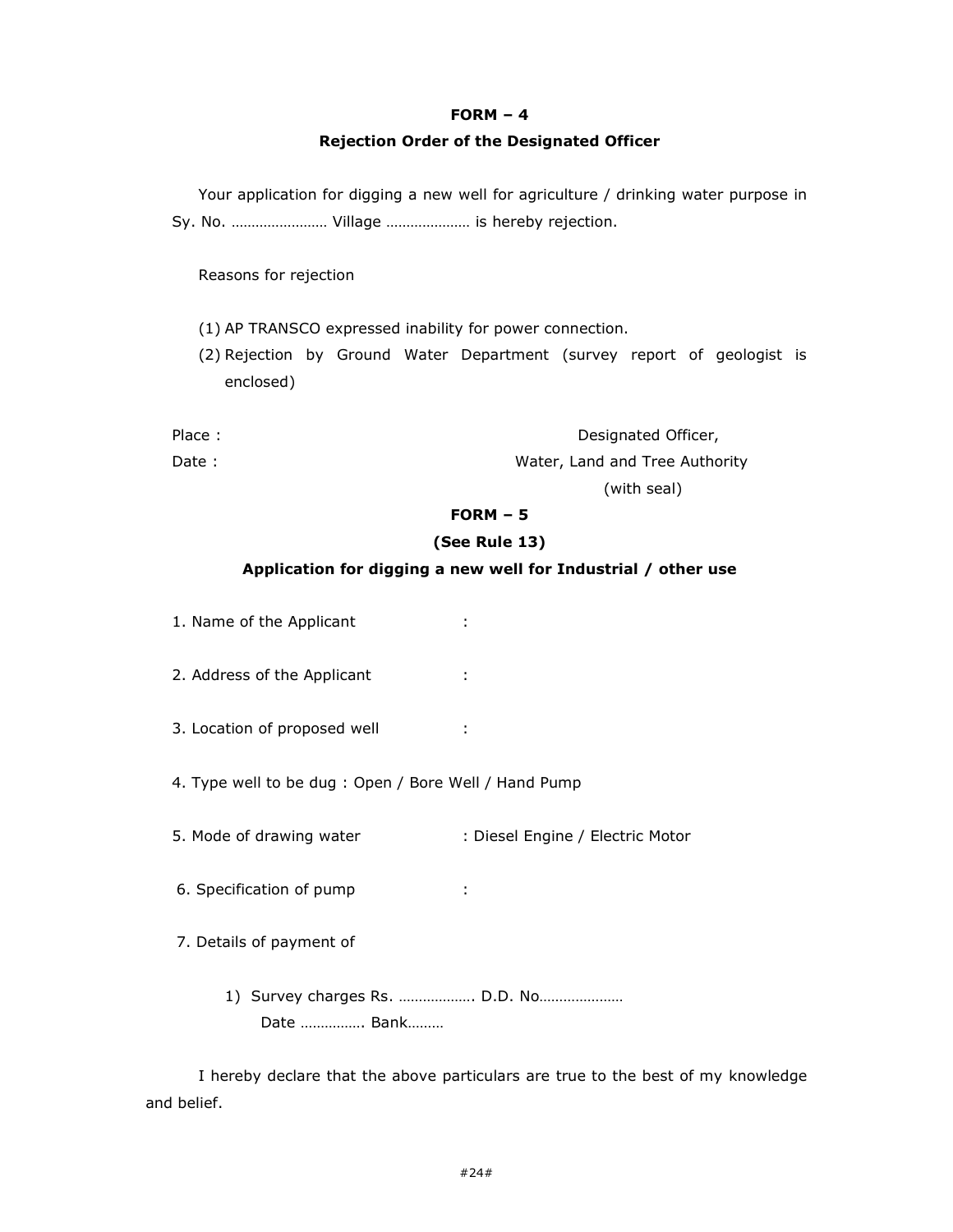## FORM – 4

### Rejection Order of the Designated Officer

Your application for digging a new well for agriculture / drinking water purpose in Sy. No. …………………… Village ………………… is hereby rejection.

Reasons for rejection

(1) AP TRANSCO expressed inability for power connection.

(2) Rejection by Ground Water Department (survey report of geologist is enclosed)

Place :

Date :

Designated Officer,
Water, Land and Tree Authority
(with seal)

## FORM – 5

### (See Rule 13)

### Application for digging a new well for Industrial / other use

1. Name of the Applicant :

2. Address of the Applicant :

3. Location of proposed well :

4. Type well to be dug : Open / Bore Well / Hand Pump

5. Mode of drawing water : Diesel Engine / Electric Motor

6. Specification of pump :

7. Details of payment of

   1) Survey charges Rs. ………………. D.D. No…………………
      Date ……………. Bank………

I hereby declare that the above particulars are true to the best of my knowledge and belief.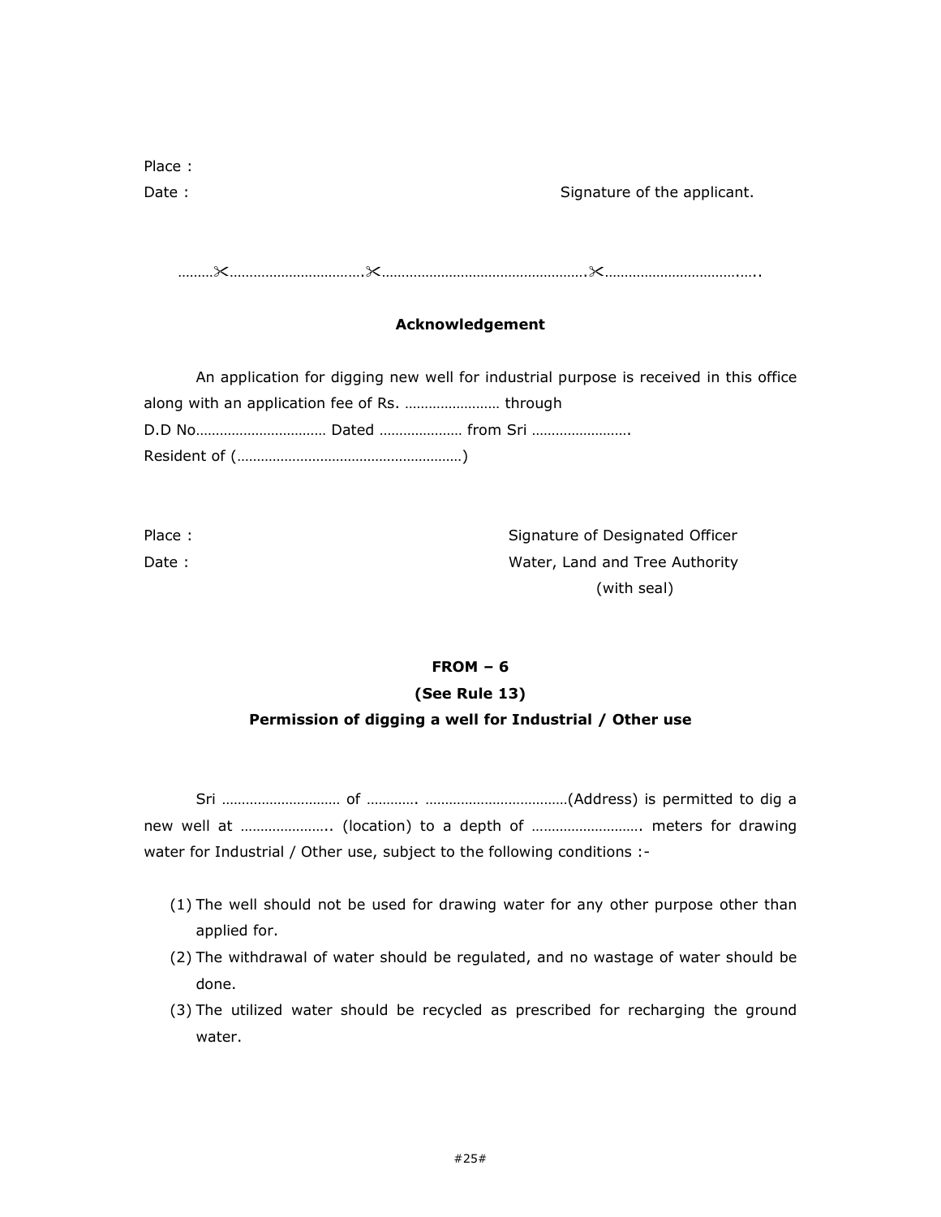Place :

Date : Signature of the applicant.

………✂……………………………….✂…………………………………………….✂……………………………..…..

### Acknowledgement

An application for digging new well for industrial purpose is received in this office along with an application fee of Rs. …………………… through D.D No…………………………… Dated ………………… from Sri …………………….
Resident of (…………………………………………………)

Place : Signature of Designated Officer

Date : Water, Land and Tree Authority

(with seal)

### FROM – 6

### (See Rule 13)

### Permission of digging a well for Industrial / Other use

Sri ………………………… of …………. ………………………………(Address) is permitted to dig a new well at ………………….. (location) to a depth of ………………………. meters for drawing water for Industrial / Other use, subject to the following conditions :-

(1) The well should not be used for drawing water for any other purpose other than applied for.
(2) The withdrawal of water should be regulated, and no wastage of water should be done.
(3) The utilized water should be recycled as prescribed for recharging the ground water.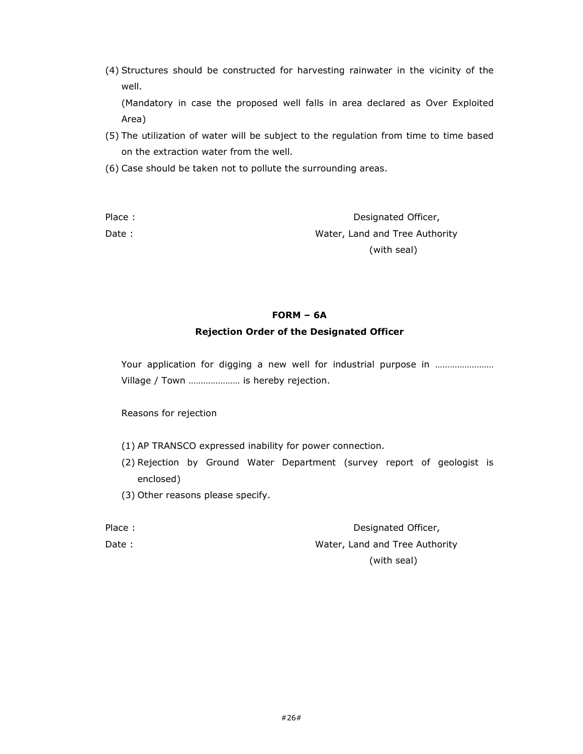(4) Structures should be constructed for harvesting rainwater in the vicinity of the well.
    (Mandatory in case the proposed well falls in area declared as Over Exploited Area)

(5) The utilization of water will be subject to the regulation from time to time based on the extraction water from the well.

(6) Case should be taken not to pollute the surrounding areas.

Place : Designated Officer,
Date : Water, Land and Tree Authority
(with seal)

## FORM – 6A

## Rejection Order of the Designated Officer

Your application for digging a new well for industrial purpose in …………………… Village / Town ………………… is hereby rejection.

Reasons for rejection

(1) AP TRANSCO expressed inability for power connection.

(2) Rejection by Ground Water Department (survey report of geologist is enclosed)

(3) Other reasons please specify.

Place : Designated Officer,
Date : Water, Land and Tree Authority
(with seal)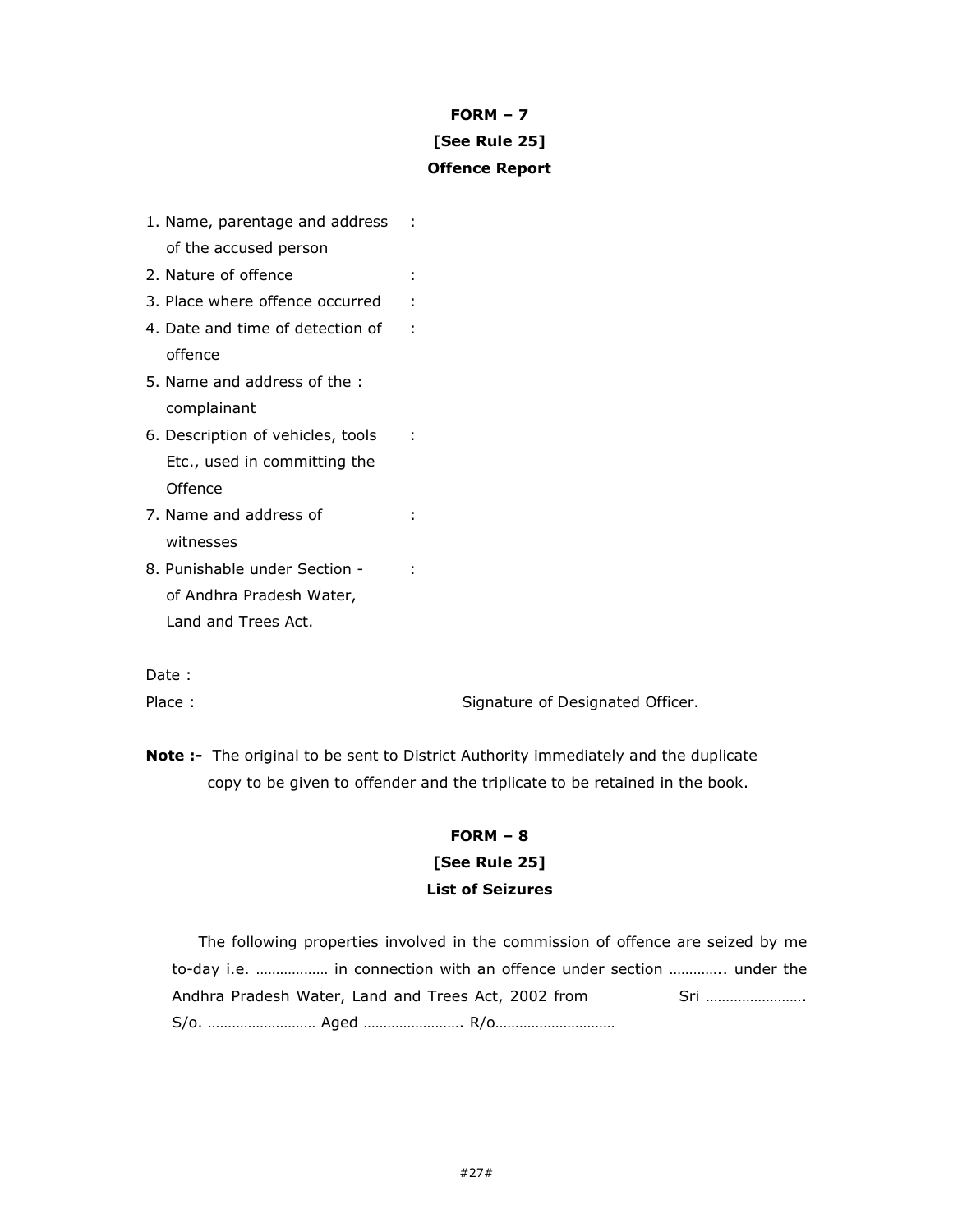**FORM – 7**

**[See Rule 25]**

**Offence Report**

1. Name, parentage and address of the accused person :
2. Nature of offence :
3. Place where offence occurred :
4. Date and time of detection of offence :
5. Name and address of the complainant :
6. Description of vehicles, tools Etc., used in committing the Offence :
7. Name and address of witnesses :
8. Punishable under Section - of Andhra Pradesh Water, Land and Trees Act. :

Date :

Place : Signature of Designated Officer.

**Note :-** The original to be sent to District Authority immediately and the duplicate copy to be given to offender and the triplicate to be retained in the book.

**FORM – 8**

**[See Rule 25]**

**List of Seizures**

The following properties involved in the commission of offence are seized by me to-day i.e. ……………… in connection with an offence under section ………….. under the Andhra Pradesh Water, Land and Trees Act, 2002 from Sri ……………………. S/o. ……………………… Aged ……………………. R/o…………………………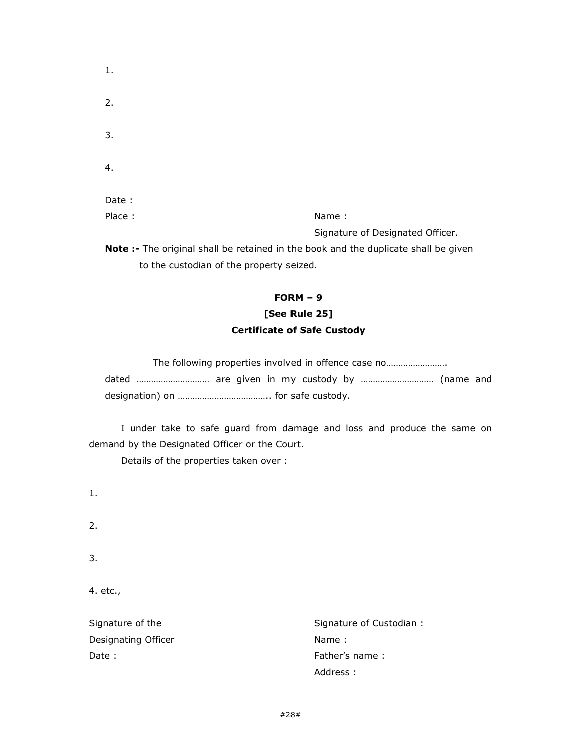1.

2.

3.

4.

Date :

Place : Name :

Signature of Designated Officer.

**Note :-** The original shall be retained in the book and the duplicate shall be given to the custodian of the property seized.

**FORM – 9**

**[See Rule 25]**

**Certificate of Safe Custody**

The following properties involved in offence case no……………………. dated ………………………… are given in my custody by ………………………… (name and designation) on ……………………………….. for safe custody.

I under take to safe guard from damage and loss and produce the same on demand by the Designated Officer or the Court.

Details of the properties taken over :

1.

2.

3.

4. etc.,

Signature of the Designating Officer

Date :

Signature of Custodian :

Name :

Father's name :

Address :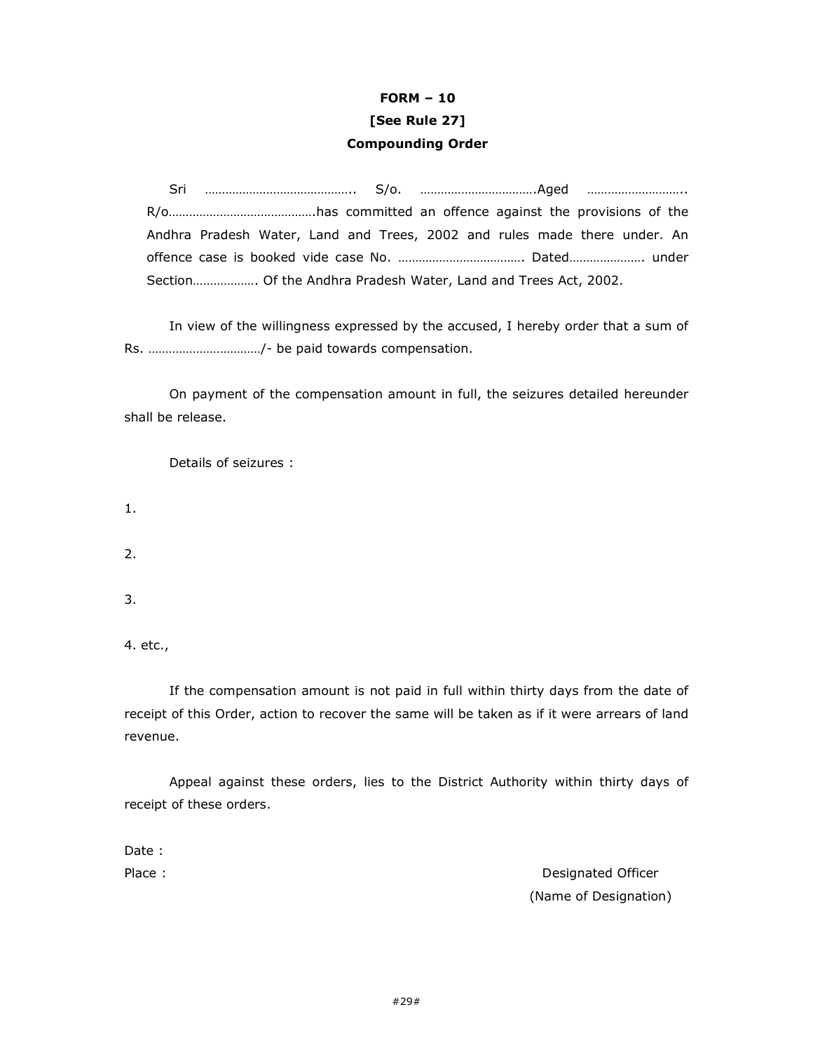**FORM – 10**
**[See Rule 27]**
**Compounding Order**

Sri …………………………………….. S/o. …………………………….Aged ……………………….. R/o…………………………………….has committed an offence against the provisions of the Andhra Pradesh Water, Land and Trees, 2002 and rules made there under. An offence case is booked vide case No. ………………………………. Dated…………………. under Section………………. Of the Andhra Pradesh Water, Land and Trees Act, 2002.

In view of the willingness expressed by the accused, I hereby order that a sum of Rs. ……………………………/- be paid towards compensation.

On payment of the compensation amount in full, the seizures detailed hereunder shall be release.

Details of seizures :

1.

2.

3.

4. etc.,

If the compensation amount is not paid in full within thirty days from the date of receipt of this Order, action to recover the same will be taken as if it were arrears of land revenue.

Appeal against these orders, lies to the District Authority within thirty days of receipt of these orders.

Date :

Place :

Designated Officer
(Name of Designation)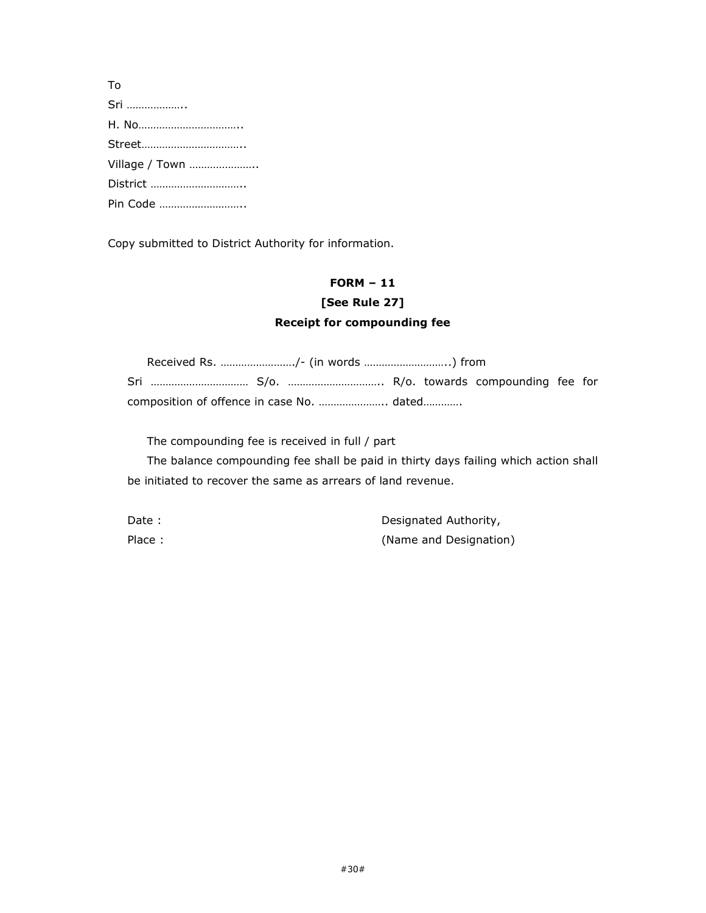To

Sri ………………..

H. No……………………………..

Street……………………………..

Village / Town …………………..

District …………………………..

Pin Code ………………………..

Copy submitted to District Authority for information.

**FORM – 11**

**[See Rule 27]**

**Receipt for compounding fee**

Received Rs. ……………………/- (in words ………………………..) from Sri …………………………… S/o. ………………………….. R/o. towards compounding fee for composition of offence in case No. ………………….. dated………….

The compounding fee is received in full / part

The balance compounding fee shall be paid in thirty days failing which action shall be initiated to recover the same as arrears of land revenue.

Date :

Place :

Designated Authority,
(Name and Designation)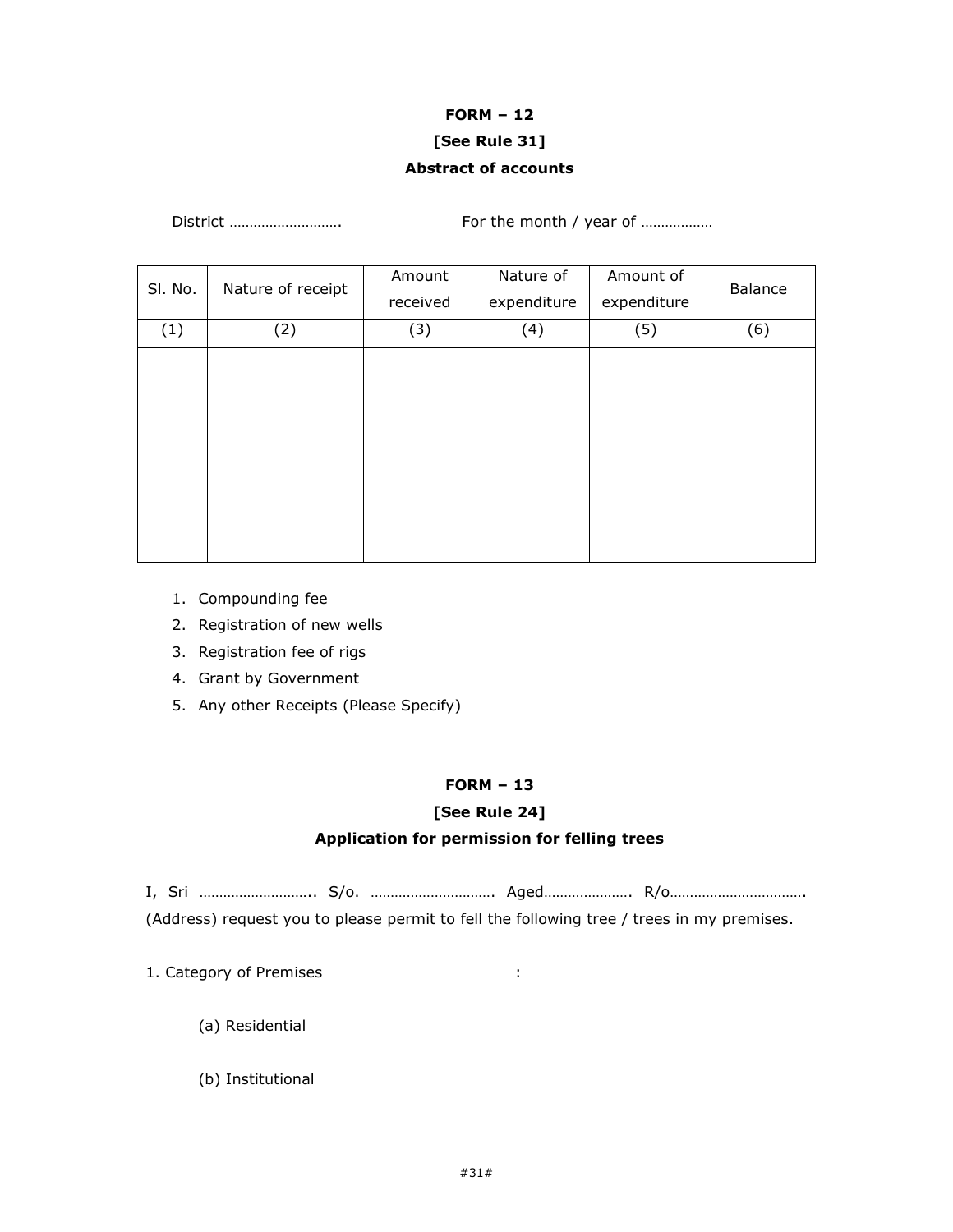**FORM – 12**

**[See Rule 31]**

**Abstract of accounts**

District ………………………. For the month / year of ………………

| Sl. No. | Nature of receipt | Amount received | Nature of expenditure | Amount of expenditure | Balance |
|---|---|---|---|---|---|
| (1) | (2) | (3) | (4) | (5) | (6) |
| | | | | | |

1. Compounding fee
2. Registration of new wells
3. Registration fee of rigs
4. Grant by Government
5. Any other Receipts (Please Specify)

**FORM – 13**

**[See Rule 24]**

**Application for permission for felling trees**

I, Sri ……………………….. S/o. …………………………. Aged…………………. R/o……………………………. (Address) request you to please permit to fell the following tree / trees in my premises.

1. Category of Premises :

(a) Residential

(b) Institutional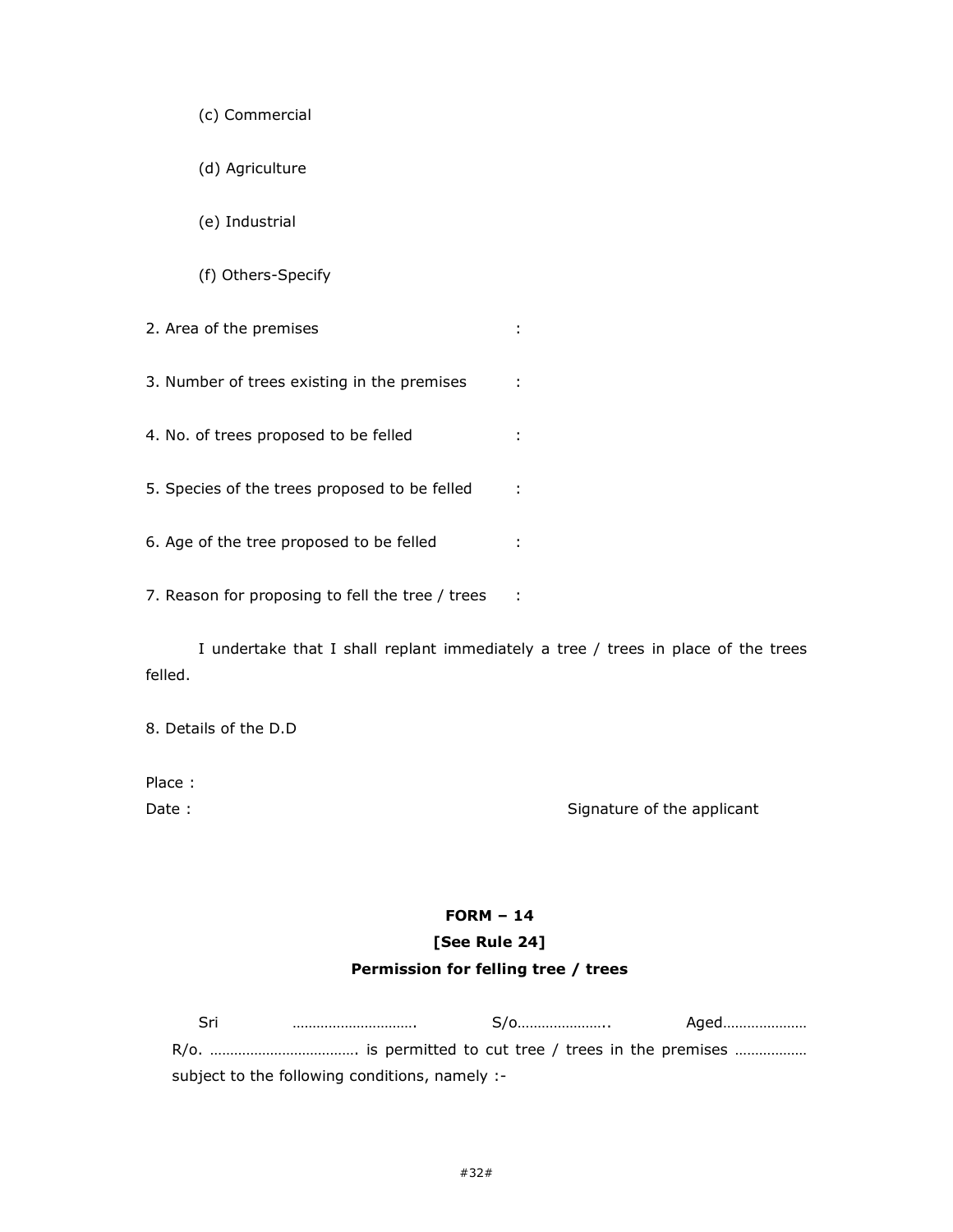(c) Commercial

(d) Agriculture

(e) Industrial

(f) Others-Specify

2. Area of the premises :

3. Number of trees existing in the premises :

4. No. of trees proposed to be felled :

5. Species of the trees proposed to be felled :

6. Age of the tree proposed to be felled :

7. Reason for proposing to fell the tree / trees :

I undertake that I shall replant immediately a tree / trees in place of the trees felled.

8. Details of the D.D

Place :

Date : Signature of the applicant

**FORM – 14**

**[See Rule 24]**

**Permission for felling tree / trees**

Sri ………………………… S/o………………….. Aged………………… R/o. ………………………………. is permitted to cut tree / trees in the premises ……………… subject to the following conditions, namely :-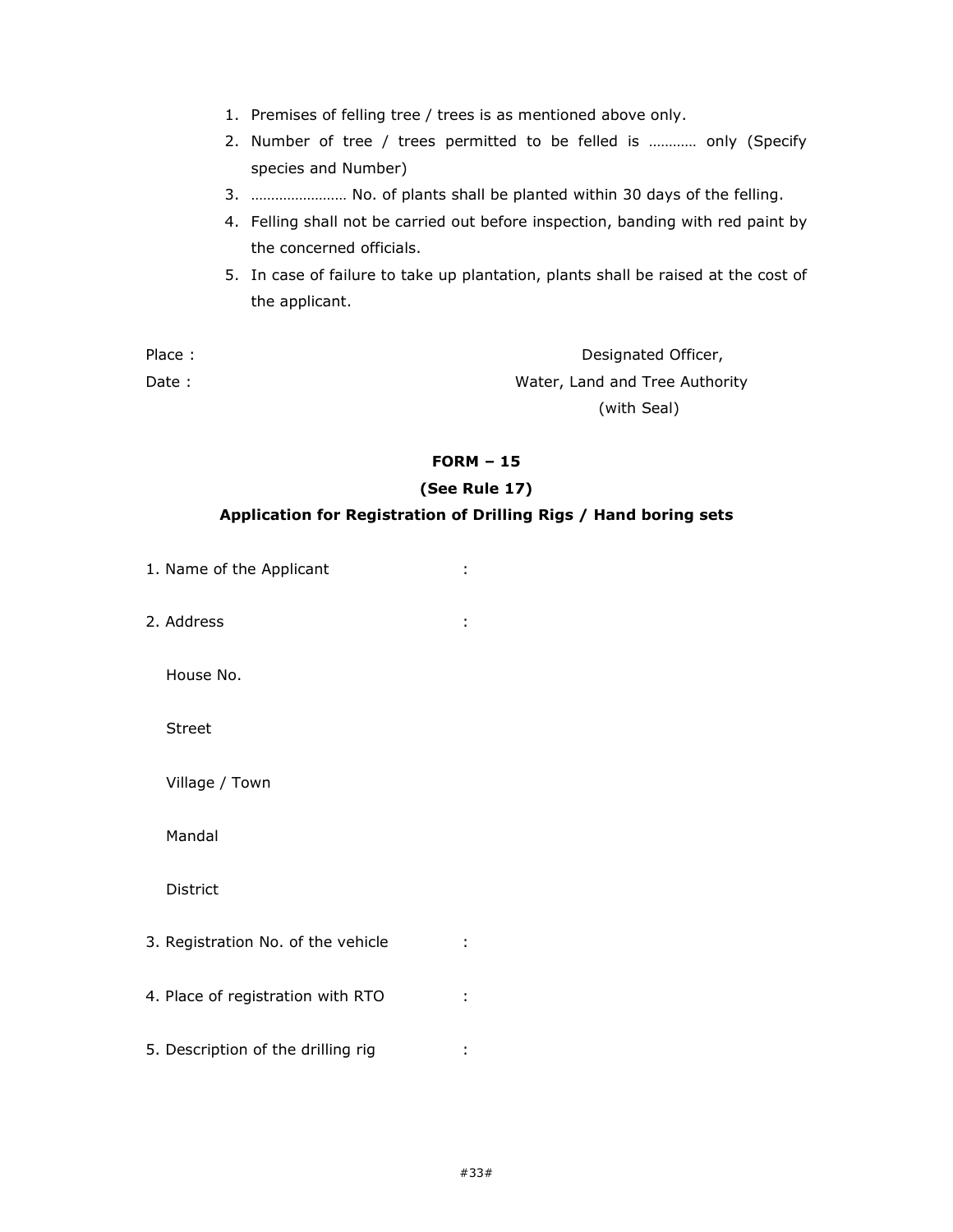1. Premises of felling tree / trees is as mentioned above only.
2. Number of tree / trees permitted to be felled is ………… only (Specify species and Number)
3. …………………… No. of plants shall be planted within 30 days of the felling.
4. Felling shall not be carried out before inspection, banding with red paint by the concerned officials.
5. In case of failure to take up plantation, plants shall be raised at the cost of the applicant.

Place :

Date :

Designated Officer,
Water, Land and Tree Authority
(with Seal)

## FORM – 15

### (See Rule 17)

### Application for Registration of Drilling Rigs / Hand boring sets

1. Name of the Applicant :

2. Address :

   House No.

   Street

   Village / Town

   Mandal

   District

3. Registration No. of the vehicle :

4. Place of registration with RTO :

5. Description of the drilling rig :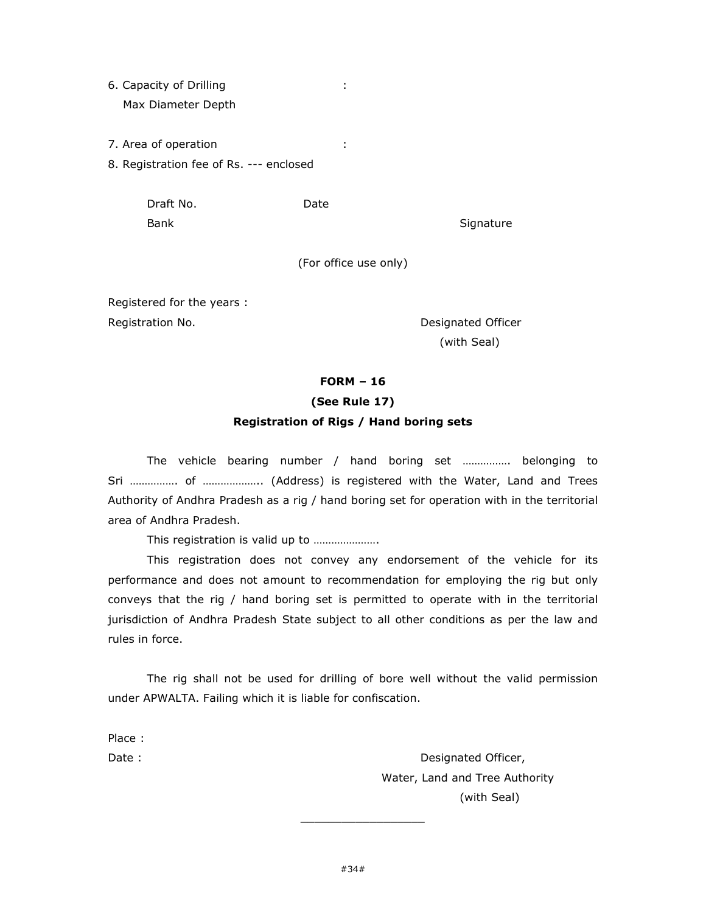6. Capacity of Drilling :
   Max Diameter Depth

7. Area of operation :

8. Registration fee of Rs. --- enclosed

   Draft No. Date
   Bank

Signature

(For office use only)

Registered for the years :

Registration No.

Designated Officer
(with Seal)

**FORM – 16**

**(See Rule 17)**

**Registration of Rigs / Hand boring sets**

The vehicle bearing number / hand boring set ……………. belonging to Sri ……………. of ……………….. (Address) is registered with the Water, Land and Trees Authority of Andhra Pradesh as a rig / hand boring set for operation with in the territorial area of Andhra Pradesh.

This registration is valid up to ………………….

This registration does not convey any endorsement of the vehicle for its performance and does not amount to recommendation for employing the rig but only conveys that the rig / hand boring set is permitted to operate with in the territorial jurisdiction of Andhra Pradesh State subject to all other conditions as per the law and rules in force.

The rig shall not be used for drilling of bore well without the valid permission under APWALTA. Failing which it is liable for confiscation.

Place :

Date :

Designated Officer,
Water, Land and Tree Authority
(with Seal)

___________________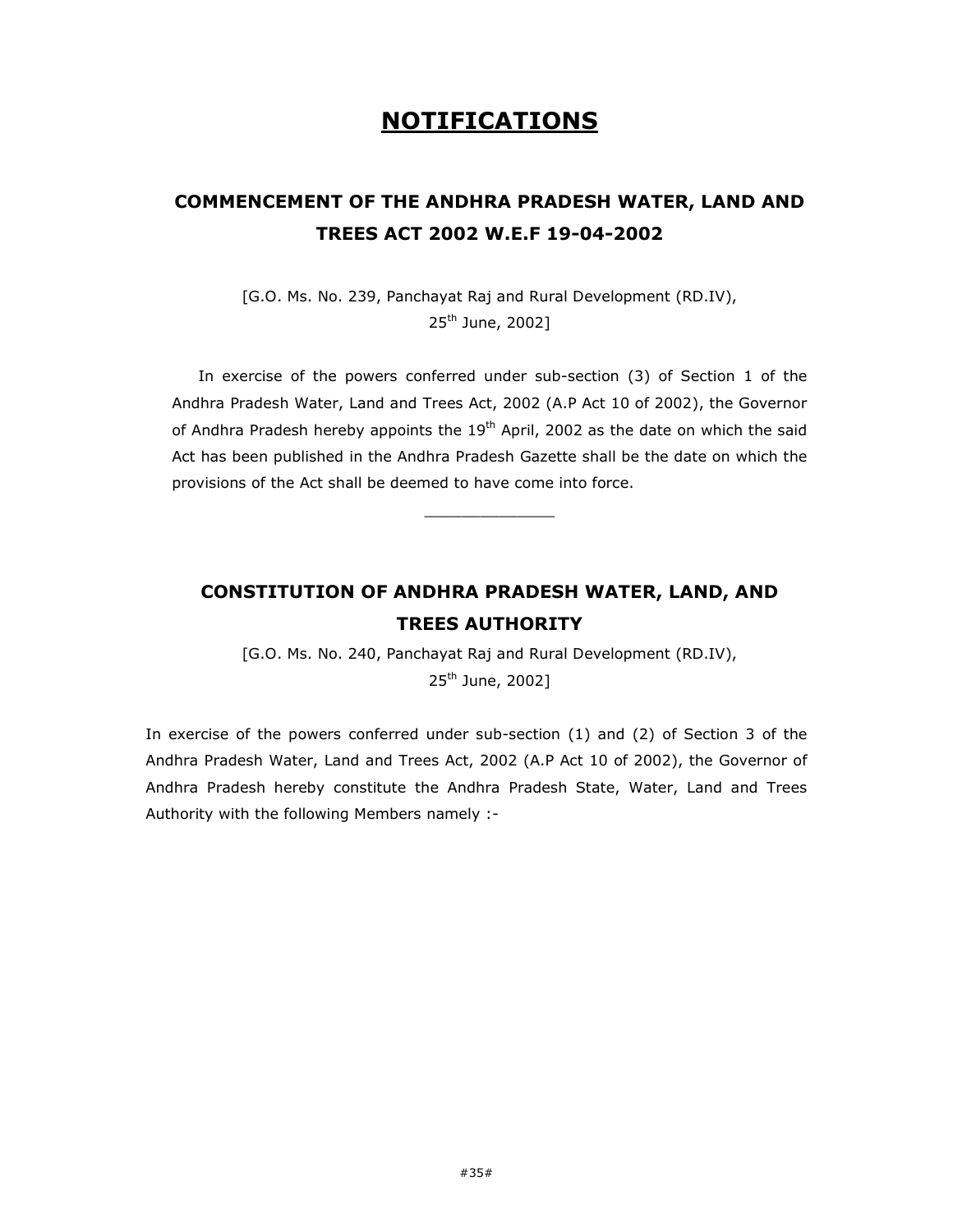# NOTIFICATIONS

## COMMENCEMENT OF THE ANDHRA PRADESH WATER, LAND AND TREES ACT 2002 W.E.F 19-04-2002

[G.O. Ms. No. 239, Panchayat Raj and Rural Development (RD.IV), 25th June, 2002]

In exercise of the powers conferred under sub-section (3) of Section 1 of the Andhra Pradesh Water, Land and Trees Act, 2002 (A.P Act 10 of 2002), the Governor of Andhra Pradesh hereby appoints the 19th April, 2002 as the date on which the said Act has been published in the Andhra Pradesh Gazette shall be the date on which the provisions of the Act shall be deemed to have come into force.

---

## CONSTITUTION OF ANDHRA PRADESH WATER, LAND, AND TREES AUTHORITY

[G.O. Ms. No. 240, Panchayat Raj and Rural Development (RD.IV), 25th June, 2002]

In exercise of the powers conferred under sub-section (1) and (2) of Section 3 of the Andhra Pradesh Water, Land and Trees Act, 2002 (A.P Act 10 of 2002), the Governor of Andhra Pradesh hereby constitute the Andhra Pradesh State, Water, Land and Trees Authority with the following Members namely :-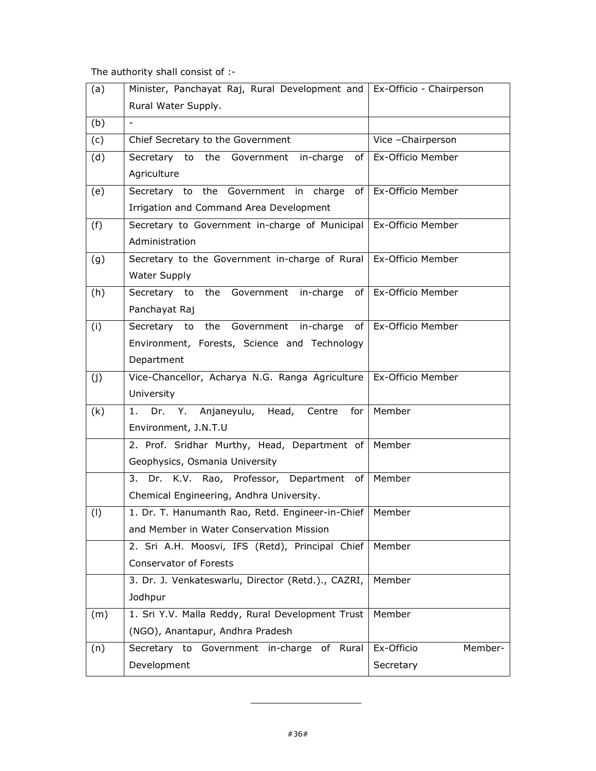The authority shall consist of :-

| | | |
|---|---|---|
| (a) | Minister, Panchayat Raj, Rural Development and Rural Water Supply. | Ex-Officio - Chairperson |
| (b) | - | |
| (c) | Chief Secretary to the Government | Vice –Chairperson |
| (d) | Secretary to the Government in-charge of Agriculture | Ex-Officio Member |
| (e) | Secretary to the Government in charge of Irrigation and Command Area Development | Ex-Officio Member |
| (f) | Secretary to Government in-charge of Municipal Administration | Ex-Officio Member |
| (g) | Secretary to the Government in-charge of Rural Water Supply | Ex-Officio Member |
| (h) | Secretary to the Government in-charge of Panchayat Raj | Ex-Officio Member |
| (i) | Secretary to the Government in-charge of Environment, Forests, Science and Technology Department | Ex-Officio Member |
| (j) | Vice-Chancellor, Acharya N.G. Ranga Agriculture University | Ex-Officio Member |
| (k) | 1. Dr. Y. Anjaneyulu, Head, Centre for Environment, J.N.T.U | Member |
| | 2. Prof. Sridhar Murthy, Head, Department of Geophysics, Osmania University | Member |
| | 3. Dr. K.V. Rao, Professor, Department of Chemical Engineering, Andhra University. | Member |
| (l) | 1. Dr. T. Hanumanth Rao, Retd. Engineer-in-Chief and Member in Water Conservation Mission | Member |
| | 2. Sri A.H. Moosvi, IFS (Retd), Principal Chief Conservator of Forests | Member |
| | 3. Dr. J. Venkateswarlu, Director (Retd.)., CAZRI, Jodhpur | Member |
| (m) | 1. Sri Y.V. Malla Reddy, Rural Development Trust (NGO), Anantapur, Andhra Pradesh | Member |
| (n) | Secretary to Government in-charge of Rural Development | Ex-Officio Member-Secretary |

---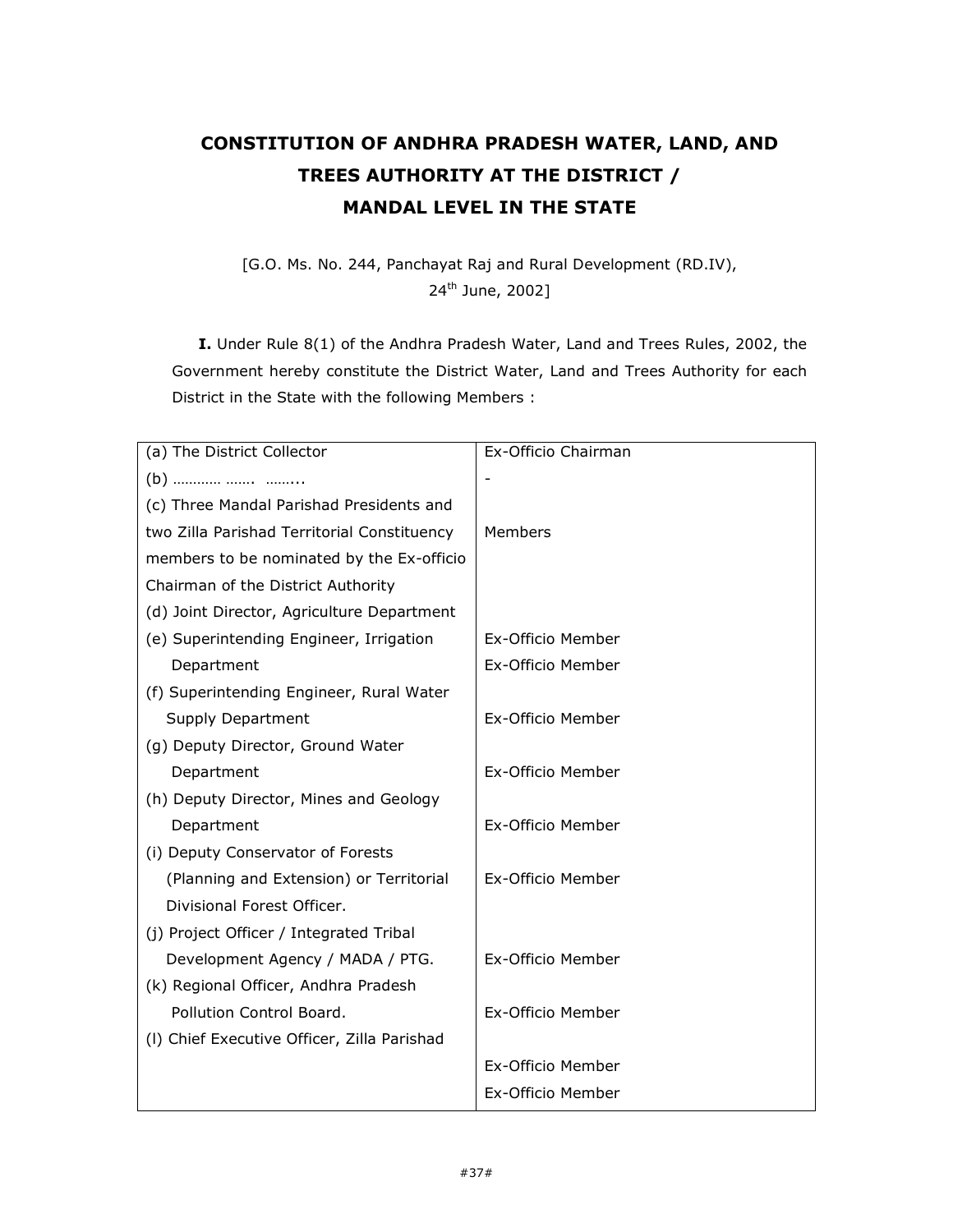# CONSTITUTION OF ANDHRA PRADESH WATER, LAND, AND TREES AUTHORITY AT THE DISTRICT / MANDAL LEVEL IN THE STATE

[G.O. Ms. No. 244, Panchayat Raj and Rural Development (RD.IV), 24th June, 2002]

**I.** Under Rule 8(1) of the Andhra Pradesh Water, Land and Trees Rules, 2002, the Government hereby constitute the District Water, Land and Trees Authority for each District in the State with the following Members :

| | |
|---|---|
| (a) The District Collector | Ex-Officio Chairman |
| (b) ………… ……. ……... | - |
| (c) Three Mandal Parishad Presidents and two Zilla Parishad Territorial Constituency members to be nominated by the Ex-officio Chairman of the District Authority | Members |
| (d) Joint Director, Agriculture Department | |
| (e) Superintending Engineer, Irrigation | Ex-Officio Member |
| Department | Ex-Officio Member |
| (f) Superintending Engineer, Rural Water Supply Department | Ex-Officio Member |
| (g) Deputy Director, Ground Water Department | Ex-Officio Member |
| (h) Deputy Director, Mines and Geology Department | Ex-Officio Member |
| (i) Deputy Conservator of Forests (Planning and Extension) or Territorial Divisional Forest Officer. | Ex-Officio Member |
| (j) Project Officer / Integrated Tribal Development Agency / MADA / PTG. | Ex-Officio Member |
| (k) Regional Officer, Andhra Pradesh Pollution Control Board. | Ex-Officio Member |
| (l) Chief Executive Officer, Zilla Parishad | |
| | Ex-Officio Member |
| | Ex-Officio Member |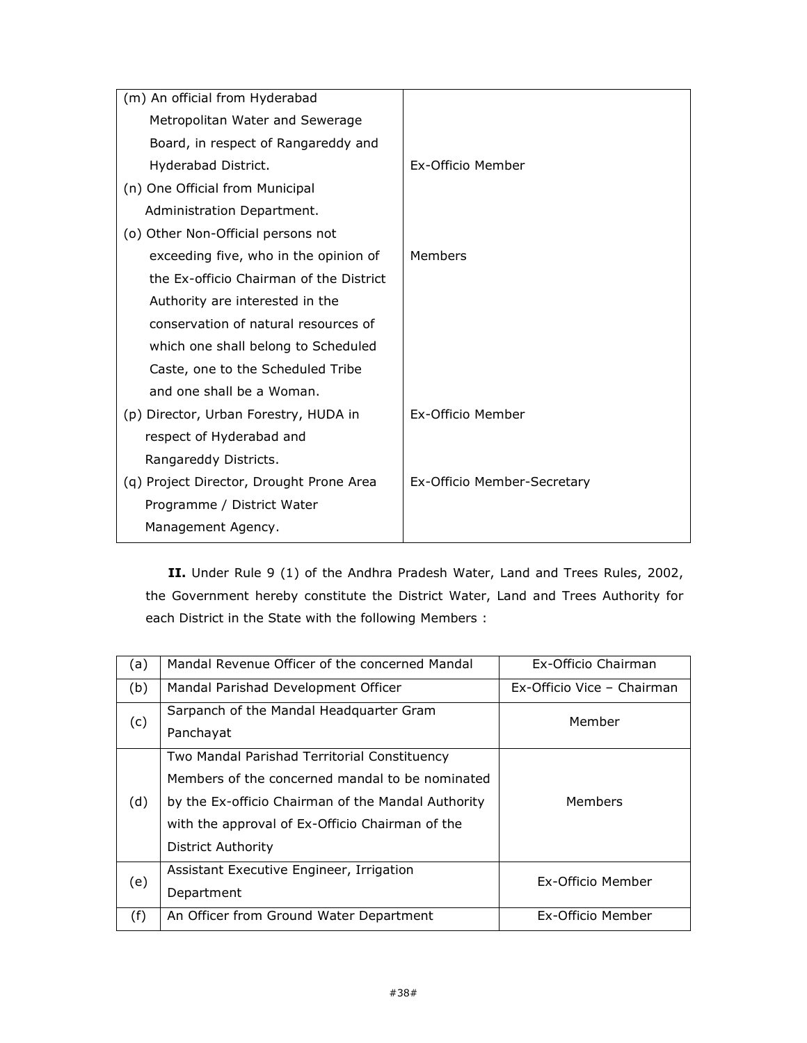| | |
|---|---|
| (m) An official from Hyderabad Metropolitan Water and Sewerage Board, in respect of Rangareddy and Hyderabad District. | Ex-Officio Member |
| (n) One Official from Municipal Administration Department. | |
| (o) Other Non-Official persons not exceeding five, who in the opinion of the Ex-officio Chairman of the District Authority are interested in the conservation of natural resources of which one shall belong to Scheduled Caste, one to the Scheduled Tribe and one shall be a Woman. | Members |
| (p) Director, Urban Forestry, HUDA in respect of Hyderabad and Rangareddy Districts. | Ex-Officio Member |
| (q) Project Director, Drought Prone Area Programme / District Water Management Agency. | Ex-Officio Member-Secretary |

**II.** Under Rule 9 (1) of the Andhra Pradesh Water, Land and Trees Rules, 2002, the Government hereby constitute the District Water, Land and Trees Authority for each District in the State with the following Members :

| | | |
|---|---|---|
| (a) | Mandal Revenue Officer of the concerned Mandal | Ex-Officio Chairman |
| (b) | Mandal Parishad Development Officer | Ex-Officio Vice – Chairman |
| (c) | Sarpanch of the Mandal Headquarter Gram Panchayat | Member |
| (d) | Two Mandal Parishad Territorial Constituency Members of the concerned mandal to be nominated by the Ex-officio Chairman of the Mandal Authority with the approval of Ex-Officio Chairman of the District Authority | Members |
| (e) | Assistant Executive Engineer, Irrigation Department | Ex-Officio Member |
| (f) | An Officer from Ground Water Department | Ex-Officio Member |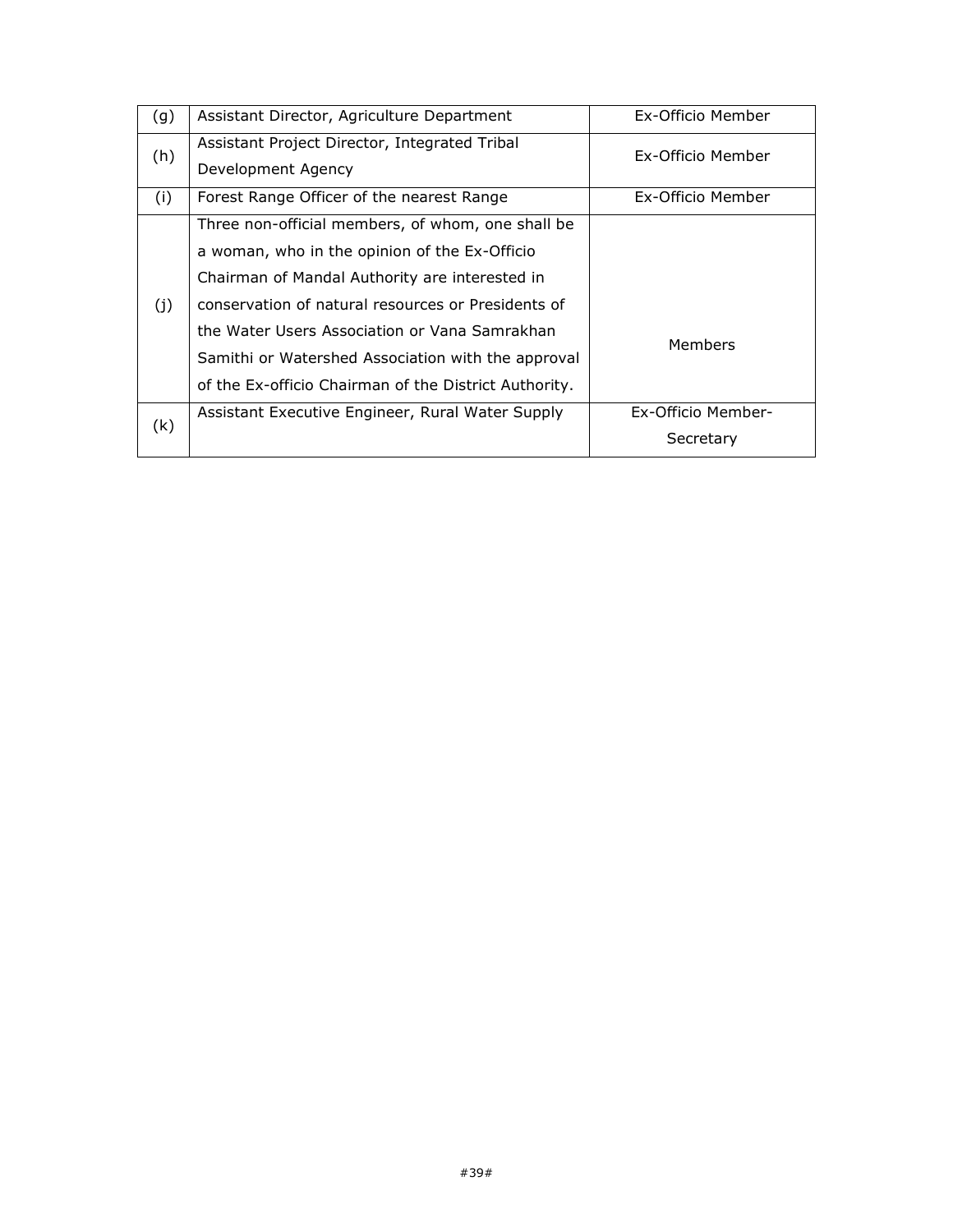| | | |
|---|---|---|
| (g) | Assistant Director, Agriculture Department | Ex-Officio Member |
| (h) | Assistant Project Director, Integrated Tribal Development Agency | Ex-Officio Member |
| (i) | Forest Range Officer of the nearest Range | Ex-Officio Member |
| (j) | Three non-official members, of whom, one shall be a woman, who in the opinion of the Ex-Officio Chairman of Mandal Authority are interested in conservation of natural resources or Presidents of the Water Users Association or Vana Samrakhan Samithi or Watershed Association with the approval of the Ex-officio Chairman of the District Authority. | Members |
| (k) | Assistant Executive Engineer, Rural Water Supply | Ex-Officio Member-Secretary |